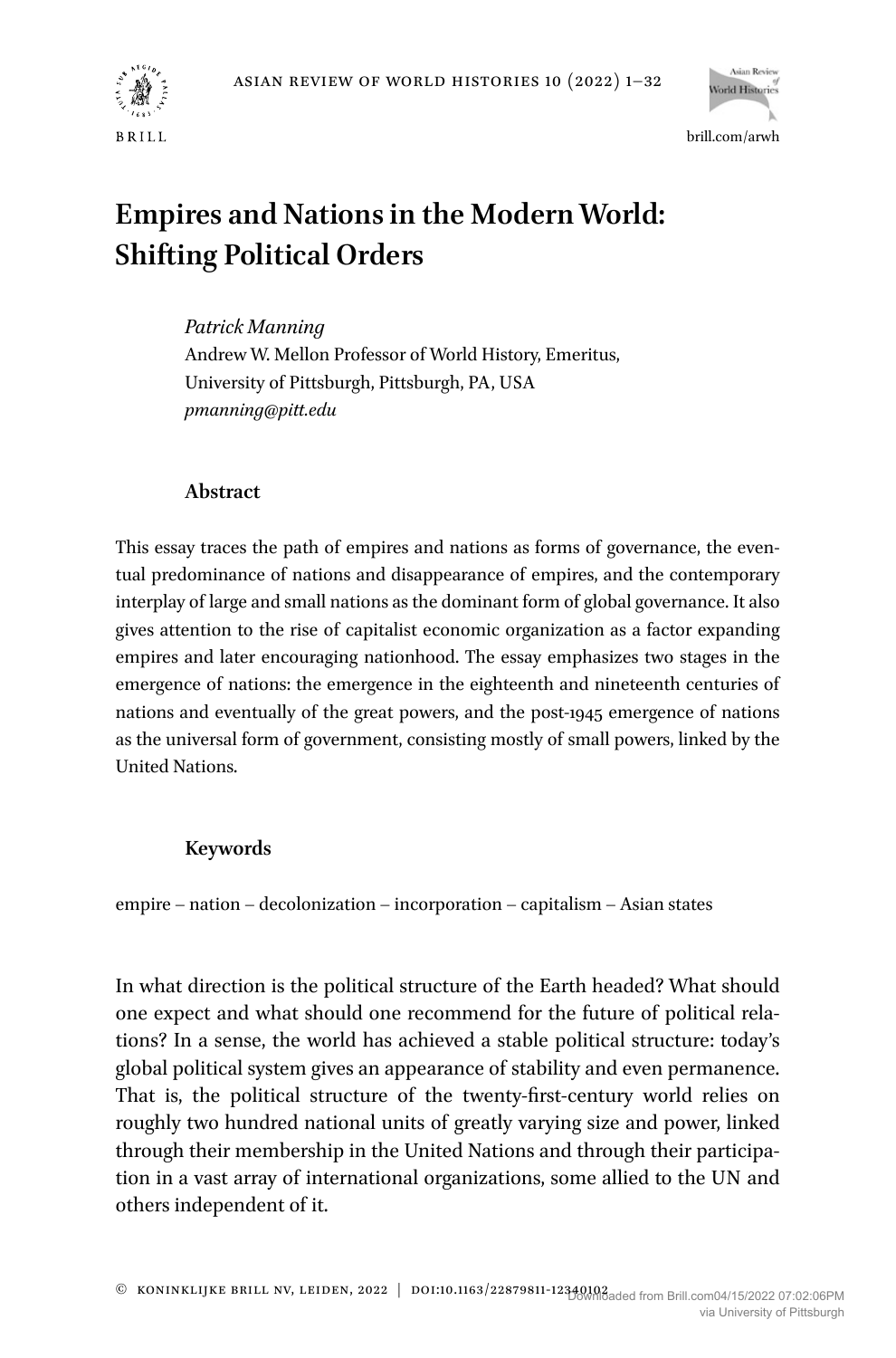# Empires and Nations in the Modern World: Shifting Political Orders

*Patrick Manning*
Andrew W. Mellon Professor of World History, Emeritus,
University of Pittsburgh, Pittsburgh, PA, USA
*pmanning@pitt.edu*

## Abstract

This essay traces the path of empires and nations as forms of governance, the eventual predominance of nations and disappearance of empires, and the contemporary interplay of large and small nations as the dominant form of global governance. It also gives attention to the rise of capitalist economic organization as a factor expanding empires and later encouraging nationhood. The essay emphasizes two stages in the emergence of nations: the emergence in the eighteenth and nineteenth centuries of nations and eventually of the great powers, and the post-1945 emergence of nations as the universal form of government, consisting mostly of small powers, linked by the United Nations.

## Keywords

empire – nation – decolonization – incorporation – capitalism – Asian states

In what direction is the political structure of the Earth headed? What should one expect and what should one recommend for the future of political relations? In a sense, the world has achieved a stable political structure: today's global political system gives an appearance of stability and even permanence. That is, the political structure of the twenty-first-century world relies on roughly two hundred national units of greatly varying size and power, linked through their membership in the United Nations and through their participation in a vast array of international organizations, some allied to the UN and others independent of it.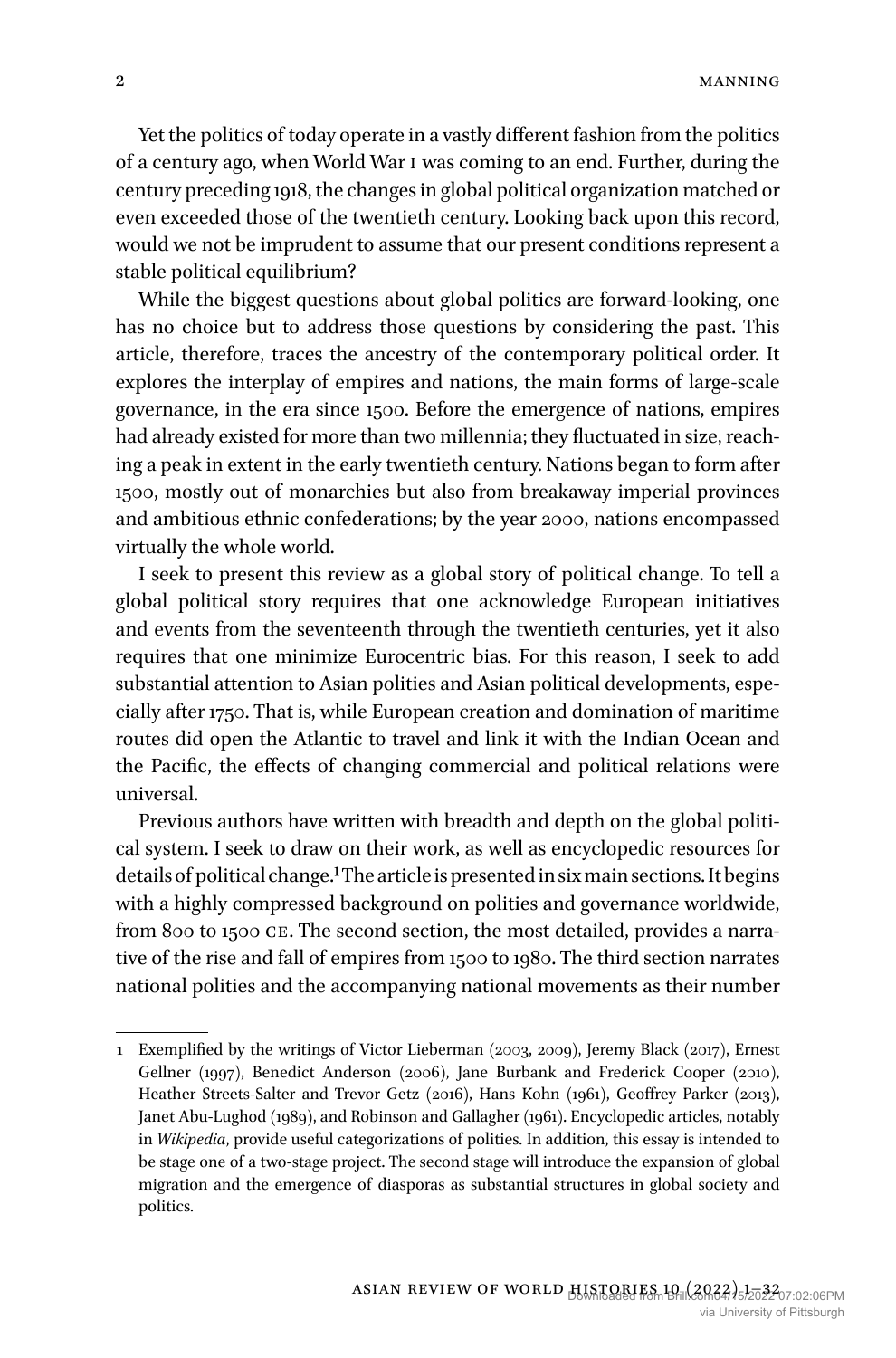Yet the politics of today operate in a vastly different fashion from the politics of a century ago, when World War I was coming to an end. Further, during the century preceding 1918, the changes in global political organization matched or even exceeded those of the twentieth century. Looking back upon this record, would we not be imprudent to assume that our present conditions represent a stable political equilibrium?

While the biggest questions about global politics are forward-looking, one has no choice but to address those questions by considering the past. This article, therefore, traces the ancestry of the contemporary political order. It explores the interplay of empires and nations, the main forms of large-scale governance, in the era since 1500. Before the emergence of nations, empires had already existed for more than two millennia; they fluctuated in size, reaching a peak in extent in the early twentieth century. Nations began to form after 1500, mostly out of monarchies but also from breakaway imperial provinces and ambitious ethnic confederations; by the year 2000, nations encompassed virtually the whole world.

I seek to present this review as a global story of political change. To tell a global political story requires that one acknowledge European initiatives and events from the seventeenth through the twentieth centuries, yet it also requires that one minimize Eurocentric bias. For this reason, I seek to add substantial attention to Asian polities and Asian political developments, especially after 1750. That is, while European creation and domination of maritime routes did open the Atlantic to travel and link it with the Indian Ocean and the Pacific, the effects of changing commercial and political relations were universal.

Previous authors have written with breadth and depth on the global political system. I seek to draw on their work, as well as encyclopedic resources for details of political change.[1] The article is presented in six main sections. It begins with a highly compressed background on polities and governance worldwide, from 800 to 1500 CE. The second section, the most detailed, provides a narrative of the rise and fall of empires from 1500 to 1980. The third section narrates national polities and the accompanying national movements as their number

[1] Exemplified by the writings of Victor Lieberman (2003, 2009), Jeremy Black (2017), Ernest Gellner (1997), Benedict Anderson (2006), Jane Burbank and Frederick Cooper (2010), Heather Streets-Salter and Trevor Getz (2016), Hans Kohn (1961), Geoffrey Parker (2013), Janet Abu-Lughod (1989), and Robinson and Gallagher (1961). Encyclopedic articles, notably in *Wikipedia*, provide useful categorizations of polities. In addition, this essay is intended to be stage one of a two-stage project. The second stage will introduce the expansion of global migration and the emergence of diasporas as substantial structures in global society and politics.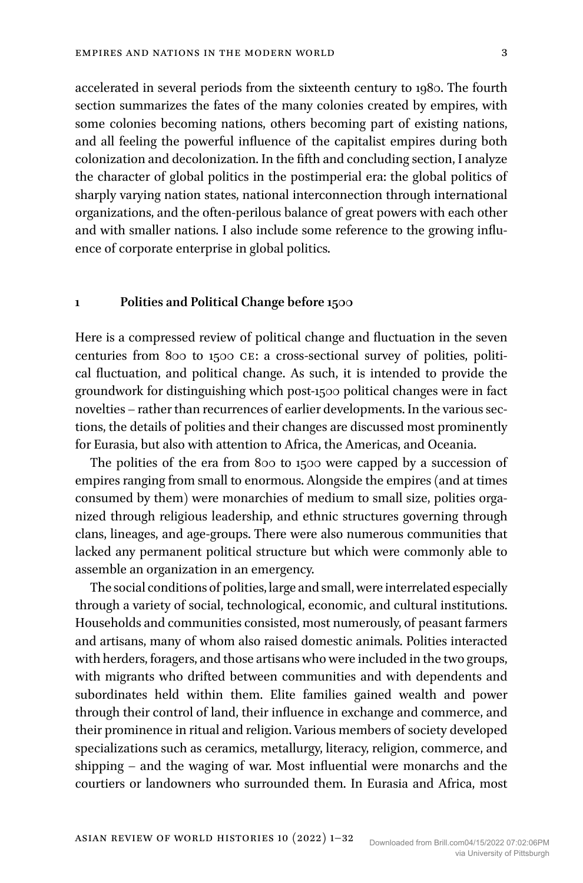accelerated in several periods from the sixteenth century to 1980. The fourth section summarizes the fates of the many colonies created by empires, with some colonies becoming nations, others becoming part of existing nations, and all feeling the powerful influence of the capitalist empires during both colonization and decolonization. In the fifth and concluding section, I analyze the character of global politics in the postimperial era: the global politics of sharply varying nation states, national interconnection through international organizations, and the often-perilous balance of great powers with each other and with smaller nations. I also include some reference to the growing influence of corporate enterprise in global politics.

## 1 Polities and Political Change before 1500

Here is a compressed review of political change and fluctuation in the seven centuries from 800 to 1500 CE: a cross-sectional survey of polities, political fluctuation, and political change. As such, it is intended to provide the groundwork for distinguishing which post-1500 political changes were in fact novelties – rather than recurrences of earlier developments. In the various sections, the details of polities and their changes are discussed most prominently for Eurasia, but also with attention to Africa, the Americas, and Oceania.

The polities of the era from 800 to 1500 were capped by a succession of empires ranging from small to enormous. Alongside the empires (and at times consumed by them) were monarchies of medium to small size, polities organized through religious leadership, and ethnic structures governing through clans, lineages, and age-groups. There were also numerous communities that lacked any permanent political structure but which were commonly able to assemble an organization in an emergency.

The social conditions of polities, large and small, were interrelated especially through a variety of social, technological, economic, and cultural institutions. Households and communities consisted, most numerously, of peasant farmers and artisans, many of whom also raised domestic animals. Polities interacted with herders, foragers, and those artisans who were included in the two groups, with migrants who drifted between communities and with dependents and subordinates held within them. Elite families gained wealth and power through their control of land, their influence in exchange and commerce, and their prominence in ritual and religion. Various members of society developed specializations such as ceramics, metallurgy, literacy, religion, commerce, and shipping – and the waging of war. Most influential were monarchs and the courtiers or landowners who surrounded them. In Eurasia and Africa, most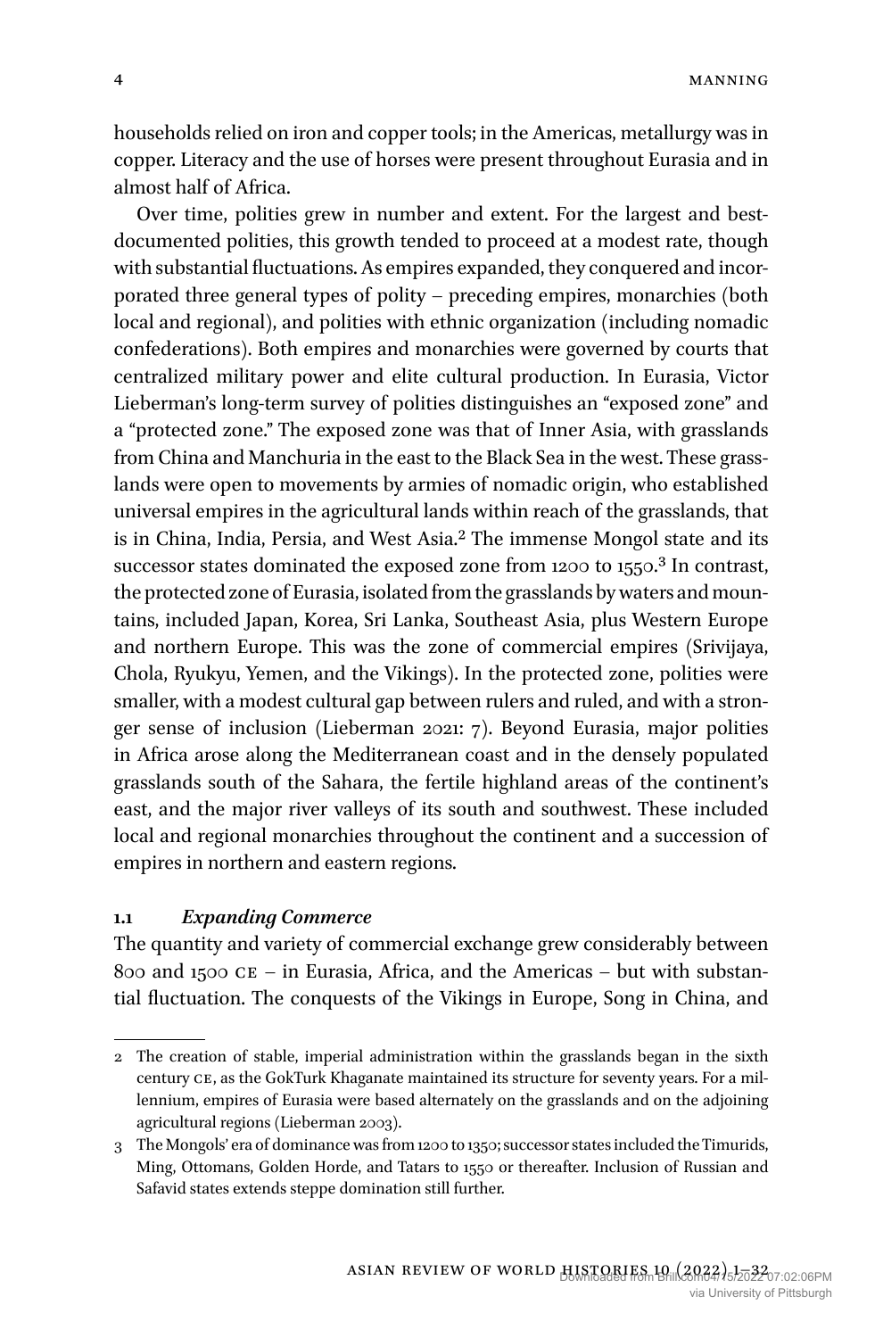households relied on iron and copper tools; in the Americas, metallurgy was in copper. Literacy and the use of horses were present throughout Eurasia and in almost half of Africa.

Over time, polities grew in number and extent. For the largest and best-documented polities, this growth tended to proceed at a modest rate, though with substantial fluctuations. As empires expanded, they conquered and incorporated three general types of polity – preceding empires, monarchies (both local and regional), and polities with ethnic organization (including nomadic confederations). Both empires and monarchies were governed by courts that centralized military power and elite cultural production. In Eurasia, Victor Lieberman's long-term survey of polities distinguishes an "exposed zone" and a "protected zone." The exposed zone was that of Inner Asia, with grasslands from China and Manchuria in the east to the Black Sea in the west. These grasslands were open to movements by armies of nomadic origin, who established universal empires in the agricultural lands within reach of the grasslands, that is in China, India, Persia, and West Asia.[2] The immense Mongol state and its successor states dominated the exposed zone from 1200 to 1550.[3] In contrast, the protected zone of Eurasia, isolated from the grasslands by waters and mountains, included Japan, Korea, Sri Lanka, Southeast Asia, plus Western Europe and northern Europe. This was the zone of commercial empires (Srivijaya, Chola, Ryukyu, Yemen, and the Vikings). In the protected zone, polities were smaller, with a modest cultural gap between rulers and ruled, and with a stronger sense of inclusion (Lieberman 2021: 7). Beyond Eurasia, major polities in Africa arose along the Mediterranean coast and in the densely populated grasslands south of the Sahara, the fertile highland areas of the continent's east, and the major river valleys of its south and southwest. These included local and regional monarchies throughout the continent and a succession of empires in northern and eastern regions.

### 1.1 *Expanding Commerce*

The quantity and variety of commercial exchange grew considerably between 800 and 1500 CE – in Eurasia, Africa, and the Americas – but with substantial fluctuation. The conquests of the Vikings in Europe, Song in China, and

---

2 The creation of stable, imperial administration within the grasslands began in the sixth century CE, as the GokTurk Khaganate maintained its structure for seventy years. For a millennium, empires of Eurasia were based alternately on the grasslands and on the adjoining agricultural regions (Lieberman 2003).

3 The Mongols' era of dominance was from 1200 to 1350; successor states included the Timurids, Ming, Ottomans, Golden Horde, and Tatars to 1550 or thereafter. Inclusion of Russian and Safavid states extends steppe domination still further.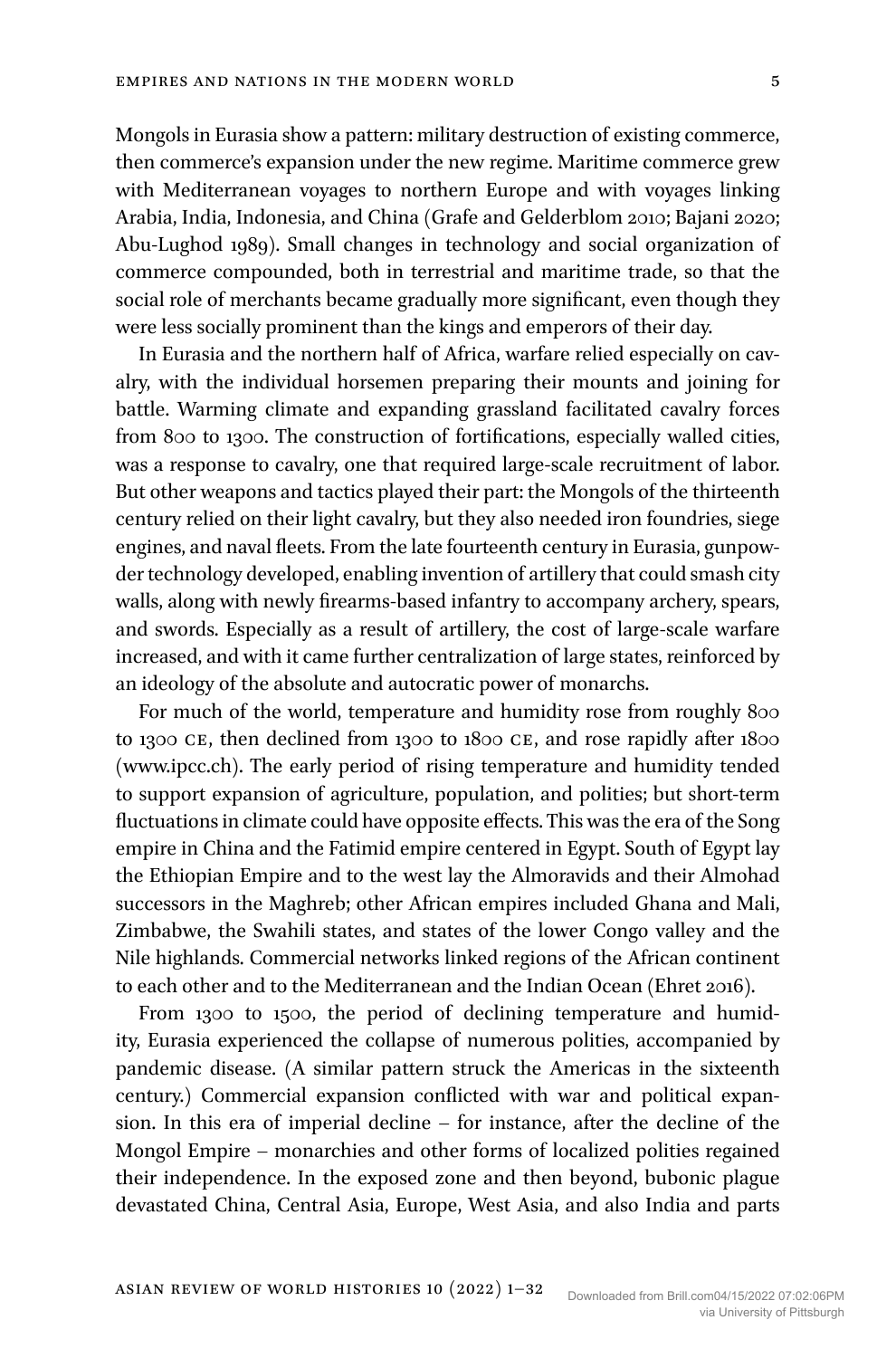Mongols in Eurasia show a pattern: military destruction of existing commerce, then commerce's expansion under the new regime. Maritime commerce grew with Mediterranean voyages to northern Europe and with voyages linking Arabia, India, Indonesia, and China (Grafe and Gelderblom 2010; Bajani 2020; Abu-Lughod 1989). Small changes in technology and social organization of commerce compounded, both in terrestrial and maritime trade, so that the social role of merchants became gradually more significant, even though they were less socially prominent than the kings and emperors of their day.

In Eurasia and the northern half of Africa, warfare relied especially on cavalry, with the individual horsemen preparing their mounts and joining for battle. Warming climate and expanding grassland facilitated cavalry forces from 800 to 1300. The construction of fortifications, especially walled cities, was a response to cavalry, one that required large-scale recruitment of labor. But other weapons and tactics played their part: the Mongols of the thirteenth century relied on their light cavalry, but they also needed iron foundries, siege engines, and naval fleets. From the late fourteenth century in Eurasia, gunpowder technology developed, enabling invention of artillery that could smash city walls, along with newly firearms-based infantry to accompany archery, spears, and swords. Especially as a result of artillery, the cost of large-scale warfare increased, and with it came further centralization of large states, reinforced by an ideology of the absolute and autocratic power of monarchs.

For much of the world, temperature and humidity rose from roughly 800 to 1300 CE, then declined from 1300 to 1800 CE, and rose rapidly after 1800 (www.ipcc.ch). The early period of rising temperature and humidity tended to support expansion of agriculture, population, and polities; but short-term fluctuations in climate could have opposite effects. This was the era of the Song empire in China and the Fatimid empire centered in Egypt. South of Egypt lay the Ethiopian Empire and to the west lay the Almoravids and their Almohad successors in the Maghreb; other African empires included Ghana and Mali, Zimbabwe, the Swahili states, and states of the lower Congo valley and the Nile highlands. Commercial networks linked regions of the African continent to each other and to the Mediterranean and the Indian Ocean (Ehret 2016).

From 1300 to 1500, the period of declining temperature and humidity, Eurasia experienced the collapse of numerous polities, accompanied by pandemic disease. (A similar pattern struck the Americas in the sixteenth century.) Commercial expansion conflicted with war and political expansion. In this era of imperial decline – for instance, after the decline of the Mongol Empire – monarchies and other forms of localized polities regained their independence. In the exposed zone and then beyond, bubonic plague devastated China, Central Asia, Europe, West Asia, and also India and parts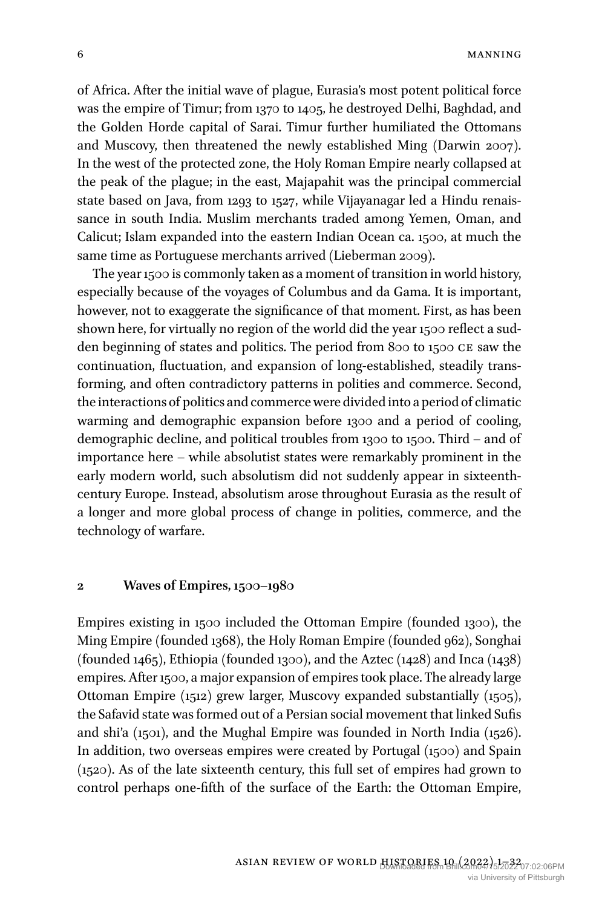of Africa. After the initial wave of plague, Eurasia's most potent political force was the empire of Timur; from 1370 to 1405, he destroyed Delhi, Baghdad, and the Golden Horde capital of Sarai. Timur further humiliated the Ottomans and Muscovy, then threatened the newly established Ming (Darwin 2007). In the west of the protected zone, the Holy Roman Empire nearly collapsed at the peak of the plague; in the east, Majapahit was the principal commercial state based on Java, from 1293 to 1527, while Vijayanagar led a Hindu renaissance in south India. Muslim merchants traded among Yemen, Oman, and Calicut; Islam expanded into the eastern Indian Ocean ca. 1500, at much the same time as Portuguese merchants arrived (Lieberman 2009).

The year 1500 is commonly taken as a moment of transition in world history, especially because of the voyages of Columbus and da Gama. It is important, however, not to exaggerate the significance of that moment. First, as has been shown here, for virtually no region of the world did the year 1500 reflect a sudden beginning of states and politics. The period from 800 to 1500 CE saw the continuation, fluctuation, and expansion of long-established, steadily transforming, and often contradictory patterns in polities and commerce. Second, the interactions of politics and commerce were divided into a period of climatic warming and demographic expansion before 1300 and a period of cooling, demographic decline, and political troubles from 1300 to 1500. Third – and of importance here – while absolutist states were remarkably prominent in the early modern world, such absolutism did not suddenly appear in sixteenth-century Europe. Instead, absolutism arose throughout Eurasia as the result of a longer and more global process of change in polities, commerce, and the technology of warfare.

## 2 Waves of Empires, 1500–1980

Empires existing in 1500 included the Ottoman Empire (founded 1300), the Ming Empire (founded 1368), the Holy Roman Empire (founded 962), Songhai (founded 1465), Ethiopia (founded 1300), and the Aztec (1428) and Inca (1438) empires. After 1500, a major expansion of empires took place. The already large Ottoman Empire (1512) grew larger, Muscovy expanded substantially (1505), the Safavid state was formed out of a Persian social movement that linked Sufis and shi'a (1501), and the Mughal Empire was founded in North India (1526). In addition, two overseas empires were created by Portugal (1500) and Spain (1520). As of the late sixteenth century, this full set of empires had grown to control perhaps one-fifth of the surface of the Earth: the Ottoman Empire,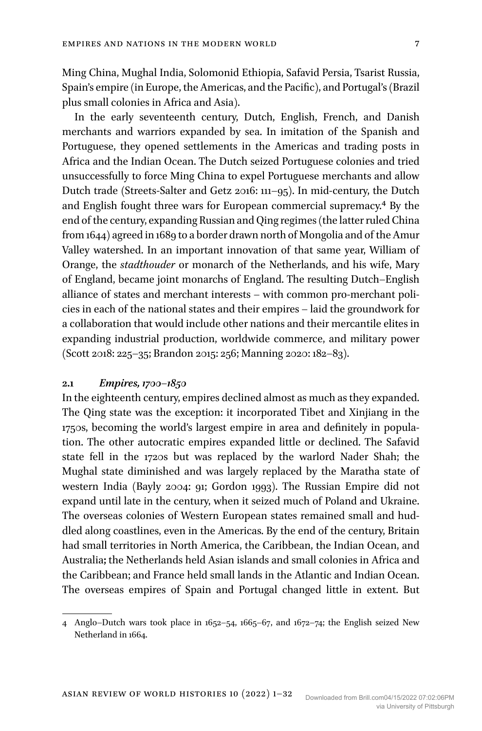Ming China, Mughal India, Solomonid Ethiopia, Safavid Persia, Tsarist Russia, Spain's empire (in Europe, the Americas, and the Pacific), and Portugal's (Brazil plus small colonies in Africa and Asia).

In the early seventeenth century, Dutch, English, French, and Danish merchants and warriors expanded by sea. In imitation of the Spanish and Portuguese, they opened settlements in the Americas and trading posts in Africa and the Indian Ocean. The Dutch seized Portuguese colonies and tried unsuccessfully to force Ming China to expel Portuguese merchants and allow Dutch trade (Streets-Salter and Getz 2016: 111–95). In mid-century, the Dutch and English fought three wars for European commercial supremacy.[4] By the end of the century, expanding Russian and Qing regimes (the latter ruled China from 1644) agreed in 1689 to a border drawn north of Mongolia and of the Amur Valley watershed. In an important innovation of that same year, William of Orange, the *stadthouder* or monarch of the Netherlands, and his wife, Mary of England, became joint monarchs of England. The resulting Dutch–English alliance of states and merchant interests – with common pro-merchant policies in each of the national states and their empires – laid the groundwork for a collaboration that would include other nations and their mercantile elites in expanding industrial production, worldwide commerce, and military power (Scott 2018: 225–35; Brandon 2015: 256; Manning 2020: 182–83).

## 2.1 *Empires, 1700–1850*

In the eighteenth century, empires declined almost as much as they expanded. The Qing state was the exception: it incorporated Tibet and Xinjiang in the 1750s, becoming the world's largest empire in area and definitely in population. The other autocratic empires expanded little or declined. The Safavid state fell in the 1720s but was replaced by the warlord Nader Shah; the Mughal state diminished and was largely replaced by the Maratha state of western India (Bayly 2004: 91; Gordon 1993). The Russian Empire did not expand until late in the century, when it seized much of Poland and Ukraine. The overseas colonies of Western European states remained small and huddled along coastlines, even in the Americas. By the end of the century, Britain had small territories in North America, the Caribbean, the Indian Ocean, and Australia; the Netherlands held Asian islands and small colonies in Africa and the Caribbean; and France held small lands in the Atlantic and Indian Ocean. The overseas empires of Spain and Portugal changed little in extent. But

---

4 Anglo–Dutch wars took place in 1652–54, 1665–67, and 1672–74; the English seized New Netherland in 1664.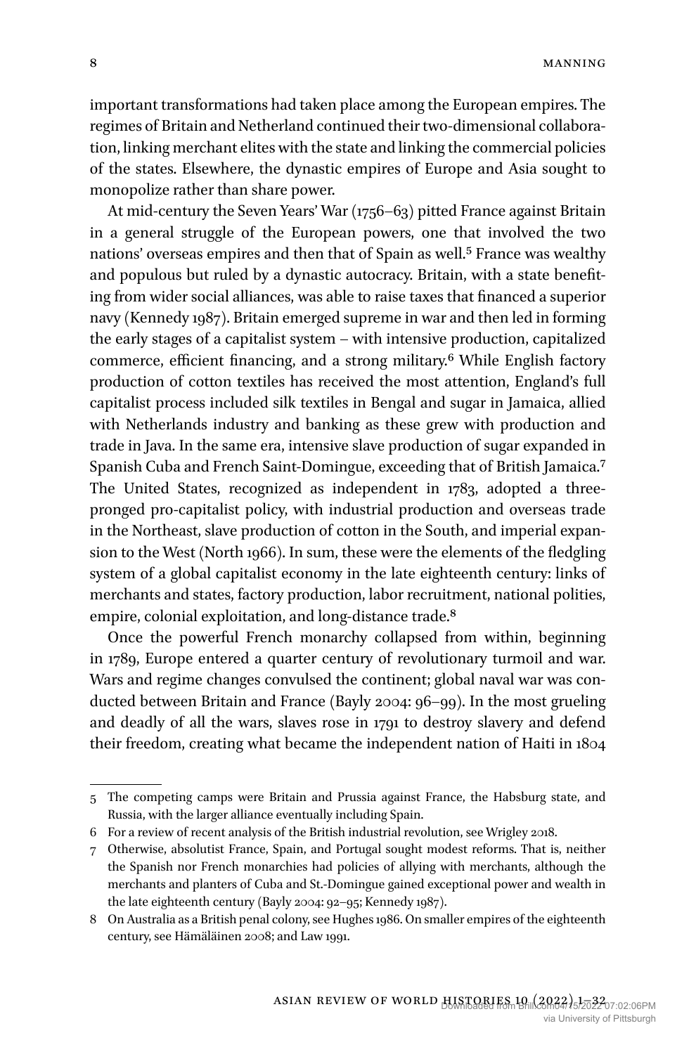important transformations had taken place among the European empires. The regimes of Britain and Netherland continued their two-dimensional collaboration, linking merchant elites with the state and linking the commercial policies of the states. Elsewhere, the dynastic empires of Europe and Asia sought to monopolize rather than share power.

At mid-century the Seven Years' War (1756–63) pitted France against Britain in a general struggle of the European powers, one that involved the two nations' overseas empires and then that of Spain as well.[5] France was wealthy and populous but ruled by a dynastic autocracy. Britain, with a state benefiting from wider social alliances, was able to raise taxes that financed a superior navy (Kennedy 1987). Britain emerged supreme in war and then led in forming the early stages of a capitalist system – with intensive production, capitalized commerce, efficient financing, and a strong military.[6] While English factory production of cotton textiles has received the most attention, England's full capitalist process included silk textiles in Bengal and sugar in Jamaica, allied with Netherlands industry and banking as these grew with production and trade in Java. In the same era, intensive slave production of sugar expanded in Spanish Cuba and French Saint-Domingue, exceeding that of British Jamaica.[7] The United States, recognized as independent in 1783, adopted a three-pronged pro-capitalist policy, with industrial production and overseas trade in the Northeast, slave production of cotton in the South, and imperial expansion to the West (North 1966). In sum, these were the elements of the fledgling system of a global capitalist economy in the late eighteenth century: links of merchants and states, factory production, labor recruitment, national polities, empire, colonial exploitation, and long-distance trade.[8]

Once the powerful French monarchy collapsed from within, beginning in 1789, Europe entered a quarter century of revolutionary turmoil and war. Wars and regime changes convulsed the continent; global naval war was conducted between Britain and France (Bayly 2004: 96–99). In the most grueling and deadly of all the wars, slaves rose in 1791 to destroy slavery and defend their freedom, creating what became the independent nation of Haiti in 1804

---

5 The competing camps were Britain and Prussia against France, the Habsburg state, and Russia, with the larger alliance eventually including Spain.

6 For a review of recent analysis of the British industrial revolution, see Wrigley 2018.

7 Otherwise, absolutist France, Spain, and Portugal sought modest reforms. That is, neither the Spanish nor French monarchies had policies of allying with merchants, although the merchants and planters of Cuba and St.-Domingue gained exceptional power and wealth in the late eighteenth century (Bayly 2004: 92–95; Kennedy 1987).

8 On Australia as a British penal colony, see Hughes 1986. On smaller empires of the eighteenth century, see Hämäläinen 2008; and Law 1991.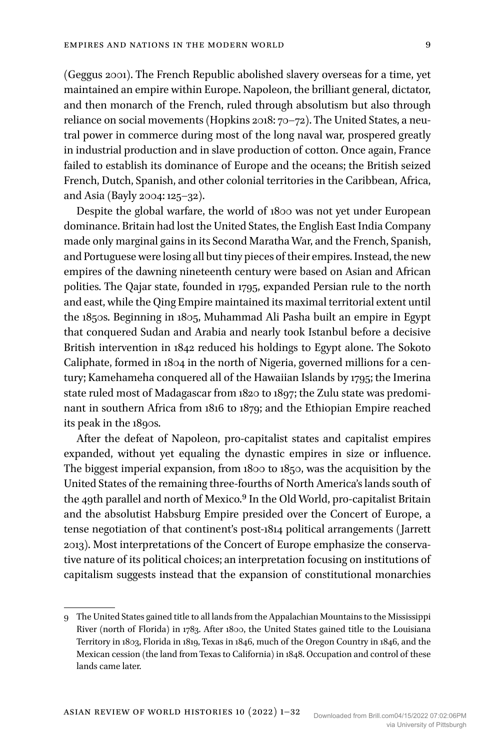(Geggus 2001). The French Republic abolished slavery overseas for a time, yet maintained an empire within Europe. Napoleon, the brilliant general, dictator, and then monarch of the French, ruled through absolutism but also through reliance on social movements (Hopkins 2018: 70–72). The United States, a neutral power in commerce during most of the long naval war, prospered greatly in industrial production and in slave production of cotton. Once again, France failed to establish its dominance of Europe and the oceans; the British seized French, Dutch, Spanish, and other colonial territories in the Caribbean, Africa, and Asia (Bayly 2004: 125–32).

Despite the global warfare, the world of 1800 was not yet under European dominance. Britain had lost the United States, the English East India Company made only marginal gains in its Second Maratha War, and the French, Spanish, and Portuguese were losing all but tiny pieces of their empires. Instead, the new empires of the dawning nineteenth century were based on Asian and African polities. The Qajar state, founded in 1795, expanded Persian rule to the north and east, while the Qing Empire maintained its maximal territorial extent until the 1850s. Beginning in 1805, Muhammad Ali Pasha built an empire in Egypt that conquered Sudan and Arabia and nearly took Istanbul before a decisive British intervention in 1842 reduced his holdings to Egypt alone. The Sokoto Caliphate, formed in 1804 in the north of Nigeria, governed millions for a century; Kamehameha conquered all of the Hawaiian Islands by 1795; the Imerina state ruled most of Madagascar from 1820 to 1897; the Zulu state was predominant in southern Africa from 1816 to 1879; and the Ethiopian Empire reached its peak in the 1890s.

After the defeat of Napoleon, pro-capitalist states and capitalist empires expanded, without yet equaling the dynastic empires in size or influence. The biggest imperial expansion, from 1800 to 1850, was the acquisition by the United States of the remaining three-fourths of North America's lands south of the 49th parallel and north of Mexico.[9] In the Old World, pro-capitalist Britain and the absolutist Habsburg Empire presided over the Concert of Europe, a tense negotiation of that continent's post-1814 political arrangements (Jarrett 2013). Most interpretations of the Concert of Europe emphasize the conservative nature of its political choices; an interpretation focusing on institutions of capitalism suggests instead that the expansion of constitutional monarchies

---

9 The United States gained title to all lands from the Appalachian Mountains to the Mississippi River (north of Florida) in 1783. After 1800, the United States gained title to the Louisiana Territory in 1803, Florida in 1819, Texas in 1846, much of the Oregon Country in 1846, and the Mexican cession (the land from Texas to California) in 1848. Occupation and control of these lands came later.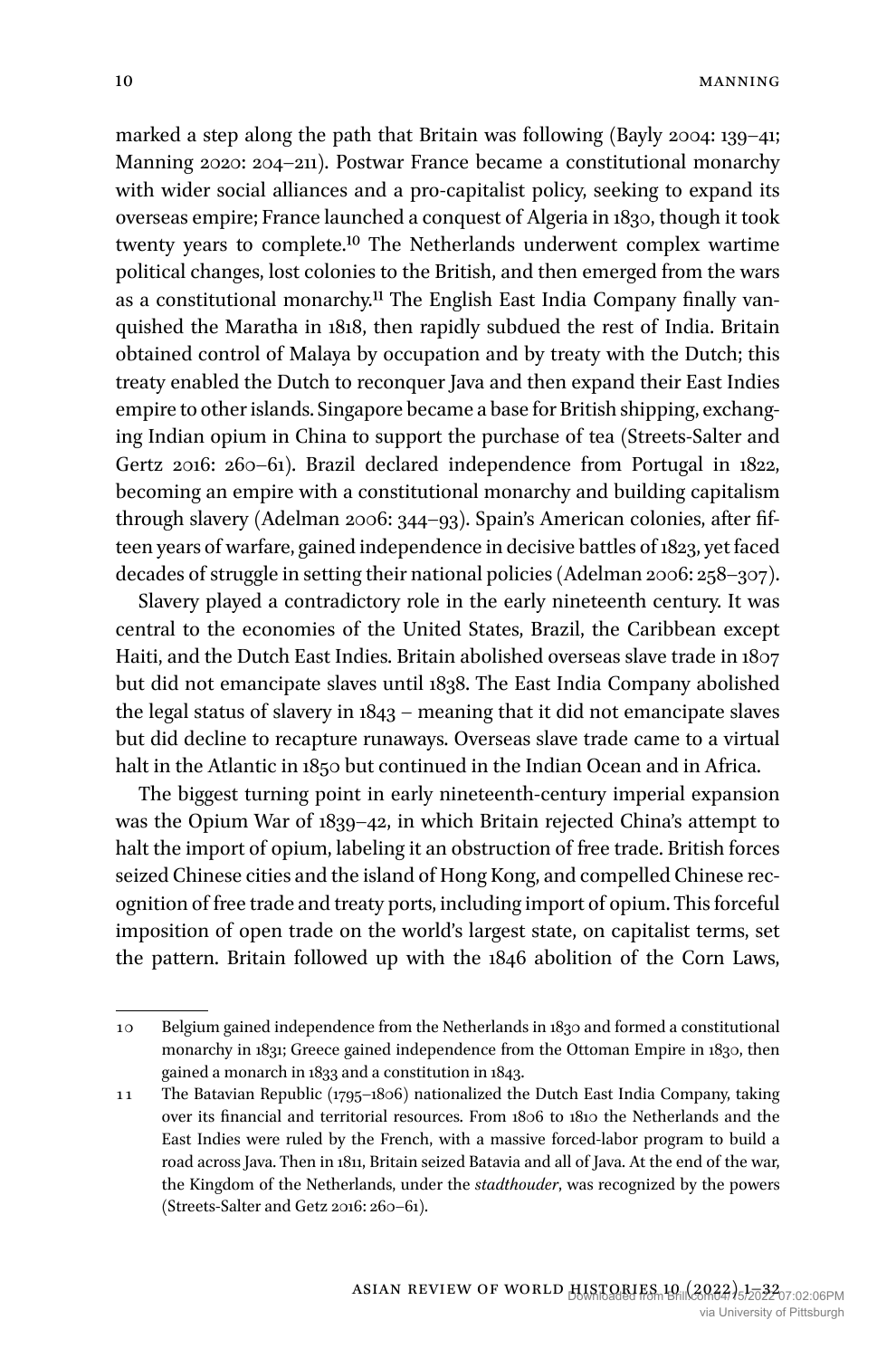marked a step along the path that Britain was following (Bayly 2004: 139–41; Manning 2020: 204–211). Postwar France became a constitutional monarchy with wider social alliances and a pro-capitalist policy, seeking to expand its overseas empire; France launched a conquest of Algeria in 1830, though it took twenty years to complete.[10] The Netherlands underwent complex wartime political changes, lost colonies to the British, and then emerged from the wars as a constitutional monarchy.[11] The English East India Company finally vanquished the Maratha in 1818, then rapidly subdued the rest of India. Britain obtained control of Malaya by occupation and by treaty with the Dutch; this treaty enabled the Dutch to reconquer Java and then expand their East Indies empire to other islands. Singapore became a base for British shipping, exchanging Indian opium in China to support the purchase of tea (Streets-Salter and Gertz 2016: 260–61). Brazil declared independence from Portugal in 1822, becoming an empire with a constitutional monarchy and building capitalism through slavery (Adelman 2006: 344–93). Spain's American colonies, after fifteen years of warfare, gained independence in decisive battles of 1823, yet faced decades of struggle in setting their national policies (Adelman 2006: 258–307).

Slavery played a contradictory role in the early nineteenth century. It was central to the economies of the United States, Brazil, the Caribbean except Haiti, and the Dutch East Indies. Britain abolished overseas slave trade in 1807 but did not emancipate slaves until 1838. The East India Company abolished the legal status of slavery in 1843 – meaning that it did not emancipate slaves but did decline to recapture runaways. Overseas slave trade came to a virtual halt in the Atlantic in 1850 but continued in the Indian Ocean and in Africa.

The biggest turning point in early nineteenth-century imperial expansion was the Opium War of 1839–42, in which Britain rejected China's attempt to halt the import of opium, labeling it an obstruction of free trade. British forces seized Chinese cities and the island of Hong Kong, and compelled Chinese recognition of free trade and treaty ports, including import of opium. This forceful imposition of open trade on the world's largest state, on capitalist terms, set the pattern. Britain followed up with the 1846 abolition of the Corn Laws,

---

10 Belgium gained independence from the Netherlands in 1830 and formed a constitutional monarchy in 1831; Greece gained independence from the Ottoman Empire in 1830, then gained a monarch in 1833 and a constitution in 1843.

11 The Batavian Republic (1795–1806) nationalized the Dutch East India Company, taking over its financial and territorial resources. From 1806 to 1810 the Netherlands and the East Indies were ruled by the French, with a massive forced-labor program to build a road across Java. Then in 1811, Britain seized Batavia and all of Java. At the end of the war, the Kingdom of the Netherlands, under the *stadthouder*, was recognized by the powers (Streets-Salter and Getz 2016: 260–61).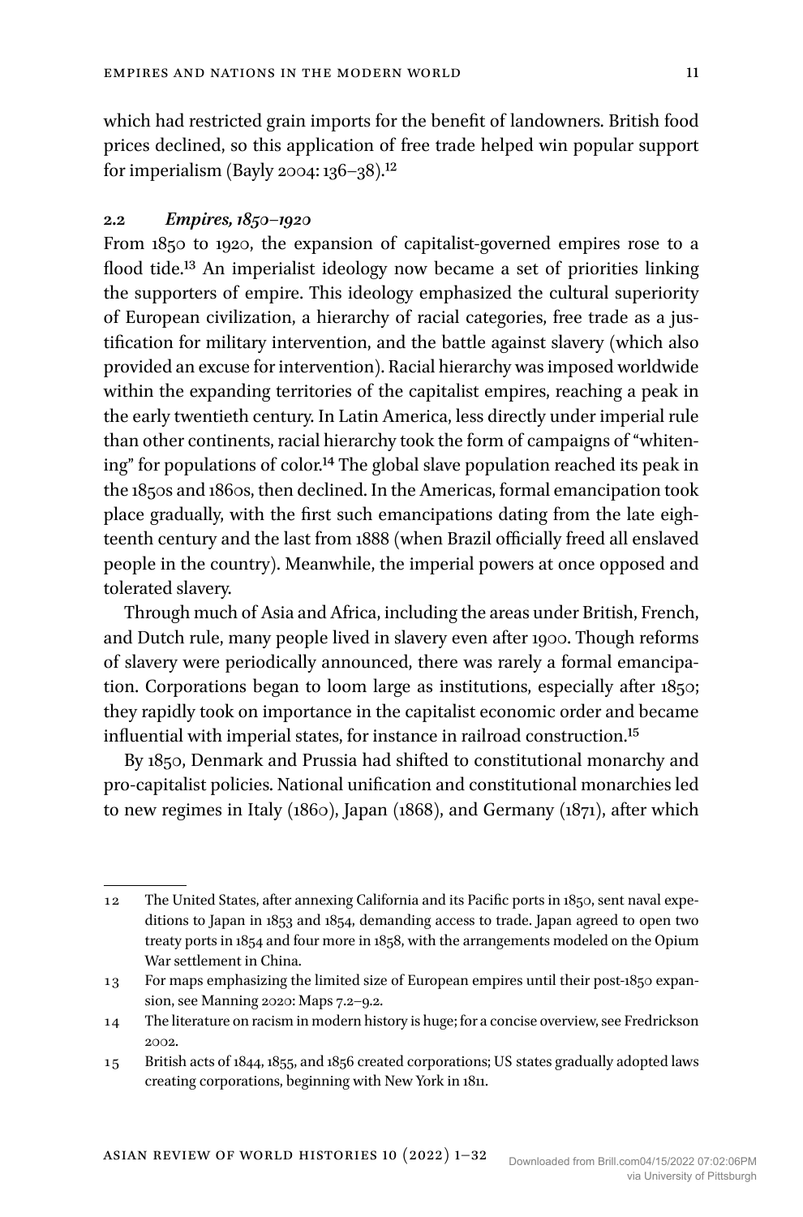which had restricted grain imports for the benefit of landowners. British food prices declined, so this application of free trade helped win popular support for imperialism (Bayly 2004: 136–38).[12]

## 2.2 *Empires, 1850–1920*

From 1850 to 1920, the expansion of capitalist-governed empires rose to a flood tide.[13] An imperialist ideology now became a set of priorities linking the supporters of empire. This ideology emphasized the cultural superiority of European civilization, a hierarchy of racial categories, free trade as a justification for military intervention, and the battle against slavery (which also provided an excuse for intervention). Racial hierarchy was imposed worldwide within the expanding territories of the capitalist empires, reaching a peak in the early twentieth century. In Latin America, less directly under imperial rule than other continents, racial hierarchy took the form of campaigns of "whitening" for populations of color.[14] The global slave population reached its peak in the 1850s and 1860s, then declined. In the Americas, formal emancipation took place gradually, with the first such emancipations dating from the late eighteenth century and the last from 1888 (when Brazil officially freed all enslaved people in the country). Meanwhile, the imperial powers at once opposed and tolerated slavery.

Through much of Asia and Africa, including the areas under British, French, and Dutch rule, many people lived in slavery even after 1900. Though reforms of slavery were periodically announced, there was rarely a formal emancipation. Corporations began to loom large as institutions, especially after 1850; they rapidly took on importance in the capitalist economic order and became influential with imperial states, for instance in railroad construction.[15]

By 1850, Denmark and Prussia had shifted to constitutional monarchy and pro-capitalist policies. National unification and constitutional monarchies led to new regimes in Italy (1860), Japan (1868), and Germany (1871), after which

---

12 The United States, after annexing California and its Pacific ports in 1850, sent naval expeditions to Japan in 1853 and 1854, demanding access to trade. Japan agreed to open two treaty ports in 1854 and four more in 1858, with the arrangements modeled on the Opium War settlement in China.

13 For maps emphasizing the limited size of European empires until their post-1850 expansion, see Manning 2020: Maps 7.2–9.2.

14 The literature on racism in modern history is huge; for a concise overview, see Fredrickson 2002.

15 British acts of 1844, 1855, and 1856 created corporations; US states gradually adopted laws creating corporations, beginning with New York in 1811.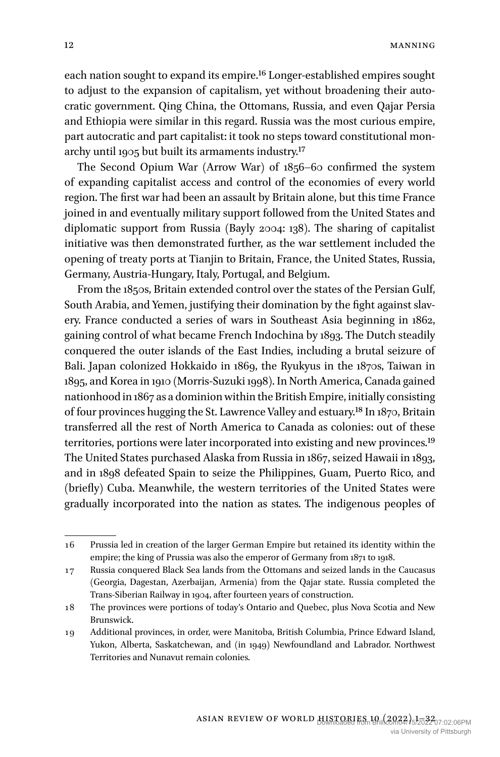each nation sought to expand its empire.[16] Longer-established empires sought to adjust to the expansion of capitalism, yet without broadening their autocratic government. Qing China, the Ottomans, Russia, and even Qajar Persia and Ethiopia were similar in this regard. Russia was the most curious empire, part autocratic and part capitalist: it took no steps toward constitutional monarchy until 1905 but built its armaments industry.[17]

The Second Opium War (Arrow War) of 1856–60 confirmed the system of expanding capitalist access and control of the economies of every world region. The first war had been an assault by Britain alone, but this time France joined in and eventually military support followed from the United States and diplomatic support from Russia (Bayly 2004: 138). The sharing of capitalist initiative was then demonstrated further, as the war settlement included the opening of treaty ports at Tianjin to Britain, France, the United States, Russia, Germany, Austria-Hungary, Italy, Portugal, and Belgium.

From the 1850s, Britain extended control over the states of the Persian Gulf, South Arabia, and Yemen, justifying their domination by the fight against slavery. France conducted a series of wars in Southeast Asia beginning in 1862, gaining control of what became French Indochina by 1893. The Dutch steadily conquered the outer islands of the East Indies, including a brutal seizure of Bali. Japan colonized Hokkaido in 1869, the Ryukyus in the 1870s, Taiwan in 1895, and Korea in 1910 (Morris-Suzuki 1998). In North America, Canada gained nationhood in 1867 as a dominion within the British Empire, initially consisting of four provinces hugging the St. Lawrence Valley and estuary.[18] In 1870, Britain transferred all the rest of North America to Canada as colonies: out of these territories, portions were later incorporated into existing and new provinces.[19] The United States purchased Alaska from Russia in 1867, seized Hawaii in 1893, and in 1898 defeated Spain to seize the Philippines, Guam, Puerto Rico, and (briefly) Cuba. Meanwhile, the western territories of the United States were gradually incorporated into the nation as states. The indigenous peoples of

---

16 Prussia led in creation of the larger German Empire but retained its identity within the empire; the king of Prussia was also the emperor of Germany from 1871 to 1918.

17 Russia conquered Black Sea lands from the Ottomans and seized lands in the Caucasus (Georgia, Dagestan, Azerbaijan, Armenia) from the Qajar state. Russia completed the Trans-Siberian Railway in 1904, after fourteen years of construction.

18 The provinces were portions of today's Ontario and Quebec, plus Nova Scotia and New Brunswick.

19 Additional provinces, in order, were Manitoba, British Columbia, Prince Edward Island, Yukon, Alberta, Saskatchewan, and (in 1949) Newfoundland and Labrador. Northwest Territories and Nunavut remain colonies.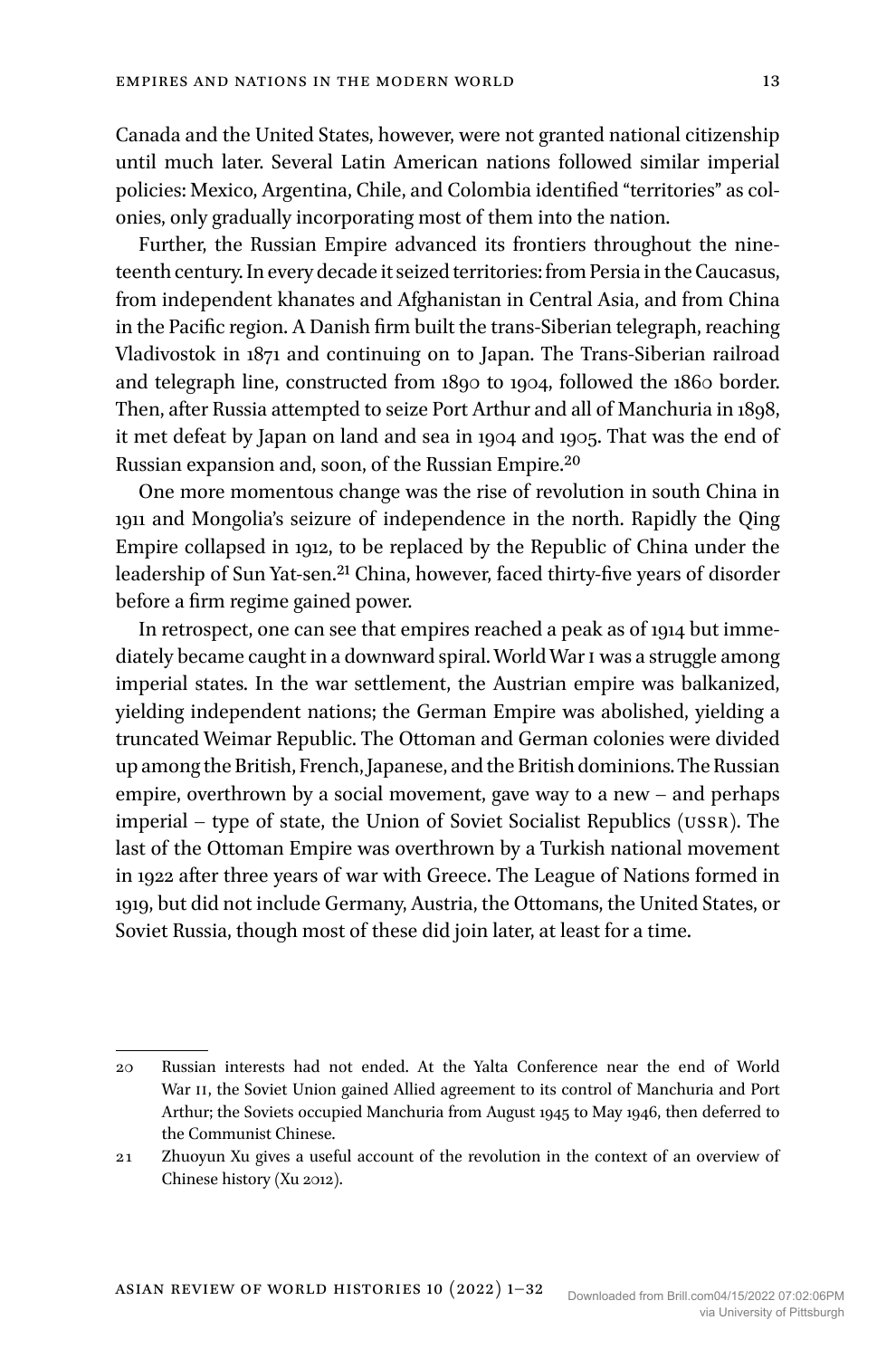Canada and the United States, however, were not granted national citizenship until much later. Several Latin American nations followed similar imperial policies: Mexico, Argentina, Chile, and Colombia identified "territories" as colonies, only gradually incorporating most of them into the nation.

Further, the Russian Empire advanced its frontiers throughout the nineteenth century. In every decade it seized territories: from Persia in the Caucasus, from independent khanates and Afghanistan in Central Asia, and from China in the Pacific region. A Danish firm built the trans-Siberian telegraph, reaching Vladivostok in 1871 and continuing on to Japan. The Trans-Siberian railroad and telegraph line, constructed from 1890 to 1904, followed the 1860 border. Then, after Russia attempted to seize Port Arthur and all of Manchuria in 1898, it met defeat by Japan on land and sea in 1904 and 1905. That was the end of Russian expansion and, soon, of the Russian Empire.[20]

One more momentous change was the rise of revolution in south China in 1911 and Mongolia's seizure of independence in the north. Rapidly the Qing Empire collapsed in 1912, to be replaced by the Republic of China under the leadership of Sun Yat-sen.[21] China, however, faced thirty-five years of disorder before a firm regime gained power.

In retrospect, one can see that empires reached a peak as of 1914 but immediately became caught in a downward spiral. World War I was a struggle among imperial states. In the war settlement, the Austrian empire was balkanized, yielding independent nations; the German Empire was abolished, yielding a truncated Weimar Republic. The Ottoman and German colonies were divided up among the British, French, Japanese, and the British dominions. The Russian empire, overthrown by a social movement, gave way to a new – and perhaps imperial – type of state, the Union of Soviet Socialist Republics (USSR). The last of the Ottoman Empire was overthrown by a Turkish national movement in 1922 after three years of war with Greece. The League of Nations formed in 1919, but did not include Germany, Austria, the Ottomans, the United States, or Soviet Russia, though most of these did join later, at least for a time.

---

20 Russian interests had not ended. At the Yalta Conference near the end of World War II, the Soviet Union gained Allied agreement to its control of Manchuria and Port Arthur; the Soviets occupied Manchuria from August 1945 to May 1946, then deferred to the Communist Chinese.

21 Zhuoyun Xu gives a useful account of the revolution in the context of an overview of Chinese history (Xu 2012).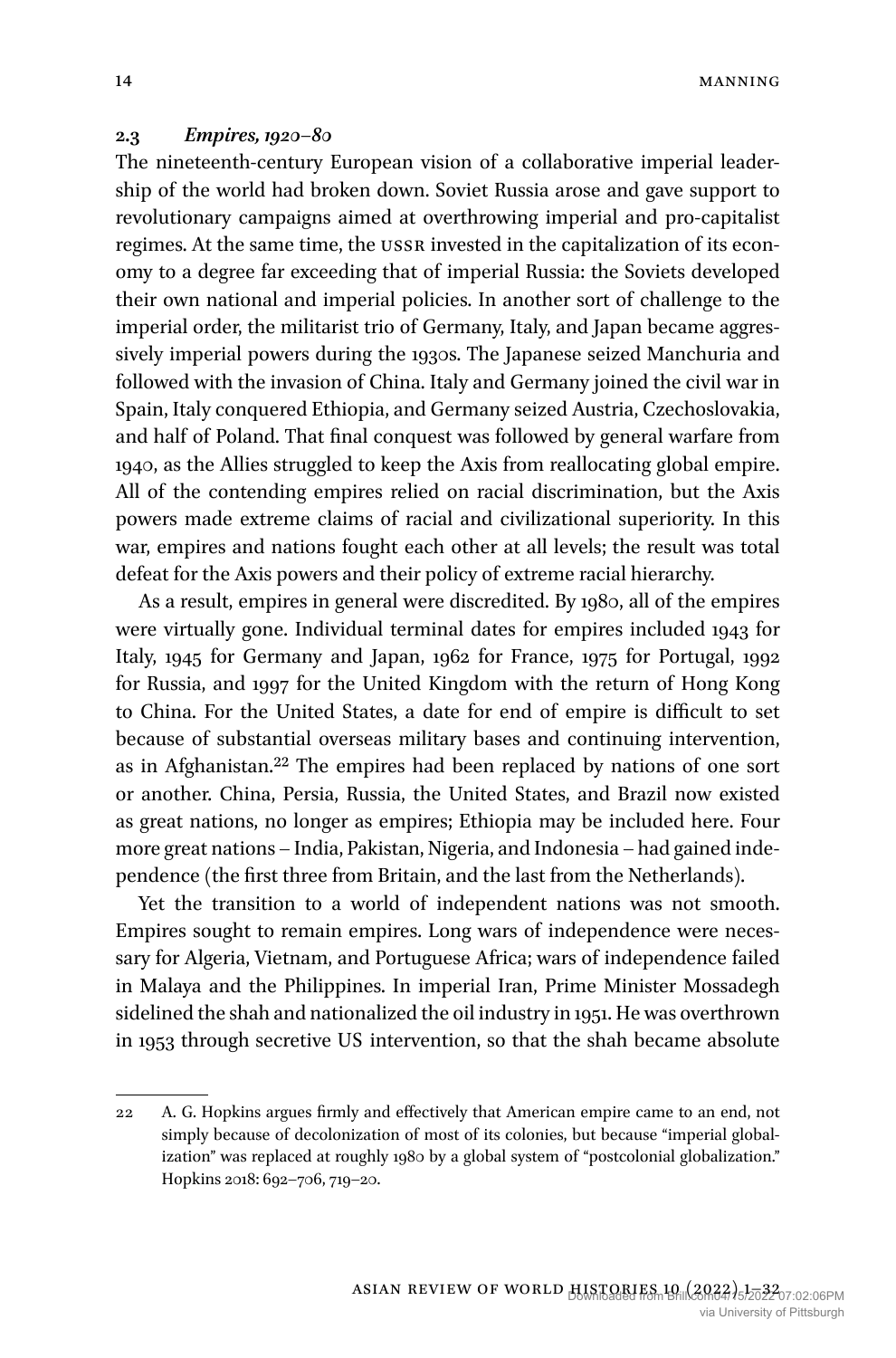### 2.3 *Empires, 1920–80*

The nineteenth-century European vision of a collaborative imperial leadership of the world had broken down. Soviet Russia arose and gave support to revolutionary campaigns aimed at overthrowing imperial and pro-capitalist regimes. At the same time, the USSR invested in the capitalization of its economy to a degree far exceeding that of imperial Russia: the Soviets developed their own national and imperial policies. In another sort of challenge to the imperial order, the militarist trio of Germany, Italy, and Japan became aggressively imperial powers during the 1930s. The Japanese seized Manchuria and followed with the invasion of China. Italy and Germany joined the civil war in Spain, Italy conquered Ethiopia, and Germany seized Austria, Czechoslovakia, and half of Poland. That final conquest was followed by general warfare from 1940, as the Allies struggled to keep the Axis from reallocating global empire. All of the contending empires relied on racial discrimination, but the Axis powers made extreme claims of racial and civilizational superiority. In this war, empires and nations fought each other at all levels; the result was total defeat for the Axis powers and their policy of extreme racial hierarchy.

As a result, empires in general were discredited. By 1980, all of the empires were virtually gone. Individual terminal dates for empires included 1943 for Italy, 1945 for Germany and Japan, 1962 for France, 1975 for Portugal, 1992 for Russia, and 1997 for the United Kingdom with the return of Hong Kong to China. For the United States, a date for end of empire is difficult to set because of substantial overseas military bases and continuing intervention, as in Afghanistan.[22] The empires had been replaced by nations of one sort or another. China, Persia, Russia, the United States, and Brazil now existed as great nations, no longer as empires; Ethiopia may be included here. Four more great nations – India, Pakistan, Nigeria, and Indonesia – had gained independence (the first three from Britain, and the last from the Netherlands).

Yet the transition to a world of independent nations was not smooth. Empires sought to remain empires. Long wars of independence were necessary for Algeria, Vietnam, and Portuguese Africa; wars of independence failed in Malaya and the Philippines. In imperial Iran, Prime Minister Mossadegh sidelined the shah and nationalized the oil industry in 1951. He was overthrown in 1953 through secretive US intervention, so that the shah became absolute

---

22 A. G. Hopkins argues firmly and effectively that American empire came to an end, not simply because of decolonization of most of its colonies, but because "imperial globalization" was replaced at roughly 1980 by a global system of "postcolonial globalization." Hopkins 2018: 692–706, 719–20.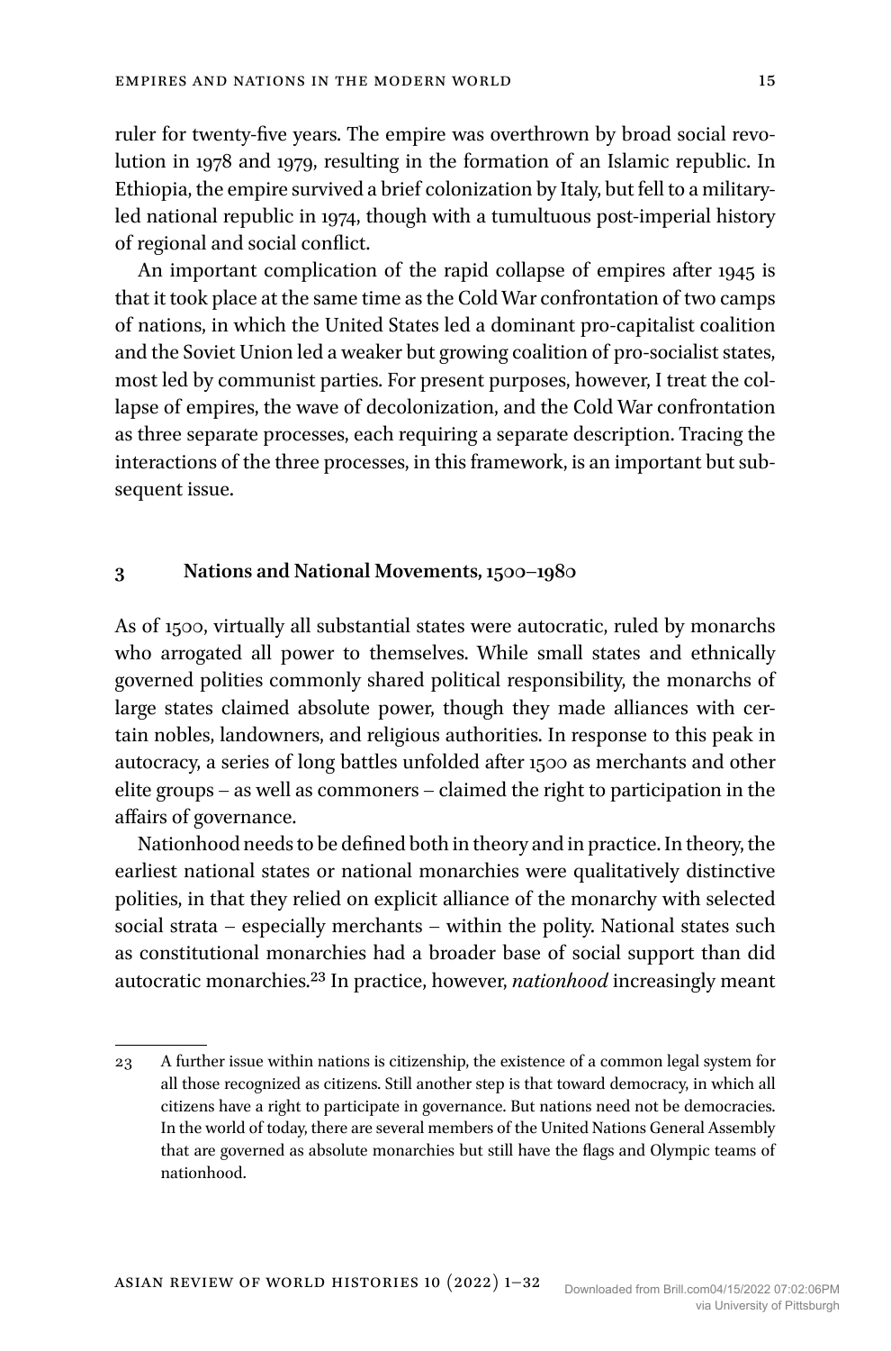ruler for twenty-five years. The empire was overthrown by broad social revolution in 1978 and 1979, resulting in the formation of an Islamic republic. In Ethiopia, the empire survived a brief colonization by Italy, but fell to a military-led national republic in 1974, though with a tumultuous post-imperial history of regional and social conflict.

An important complication of the rapid collapse of empires after 1945 is that it took place at the same time as the Cold War confrontation of two camps of nations, in which the United States led a dominant pro-capitalist coalition and the Soviet Union led a weaker but growing coalition of pro-socialist states, most led by communist parties. For present purposes, however, I treat the collapse of empires, the wave of decolonization, and the Cold War confrontation as three separate processes, each requiring a separate description. Tracing the interactions of the three processes, in this framework, is an important but subsequent issue.

## 3 Nations and National Movements, 1500–1980

As of 1500, virtually all substantial states were autocratic, ruled by monarchs who arrogated all power to themselves. While small states and ethnically governed polities commonly shared political responsibility, the monarchs of large states claimed absolute power, though they made alliances with certain nobles, landowners, and religious authorities. In response to this peak in autocracy, a series of long battles unfolded after 1500 as merchants and other elite groups – as well as commoners – claimed the right to participation in the affairs of governance.

Nationhood needs to be defined both in theory and in practice. In theory, the earliest national states or national monarchies were qualitatively distinctive polities, in that they relied on explicit alliance of the monarchy with selected social strata – especially merchants – within the polity. National states such as constitutional monarchies had a broader base of social support than did autocratic monarchies.[23] In practice, however, *nationhood* increasingly meant

---

23 A further issue within nations is citizenship, the existence of a common legal system for all those recognized as citizens. Still another step is that toward democracy, in which all citizens have a right to participate in governance. But nations need not be democracies. In the world of today, there are several members of the United Nations General Assembly that are governed as absolute monarchies but still have the flags and Olympic teams of nationhood.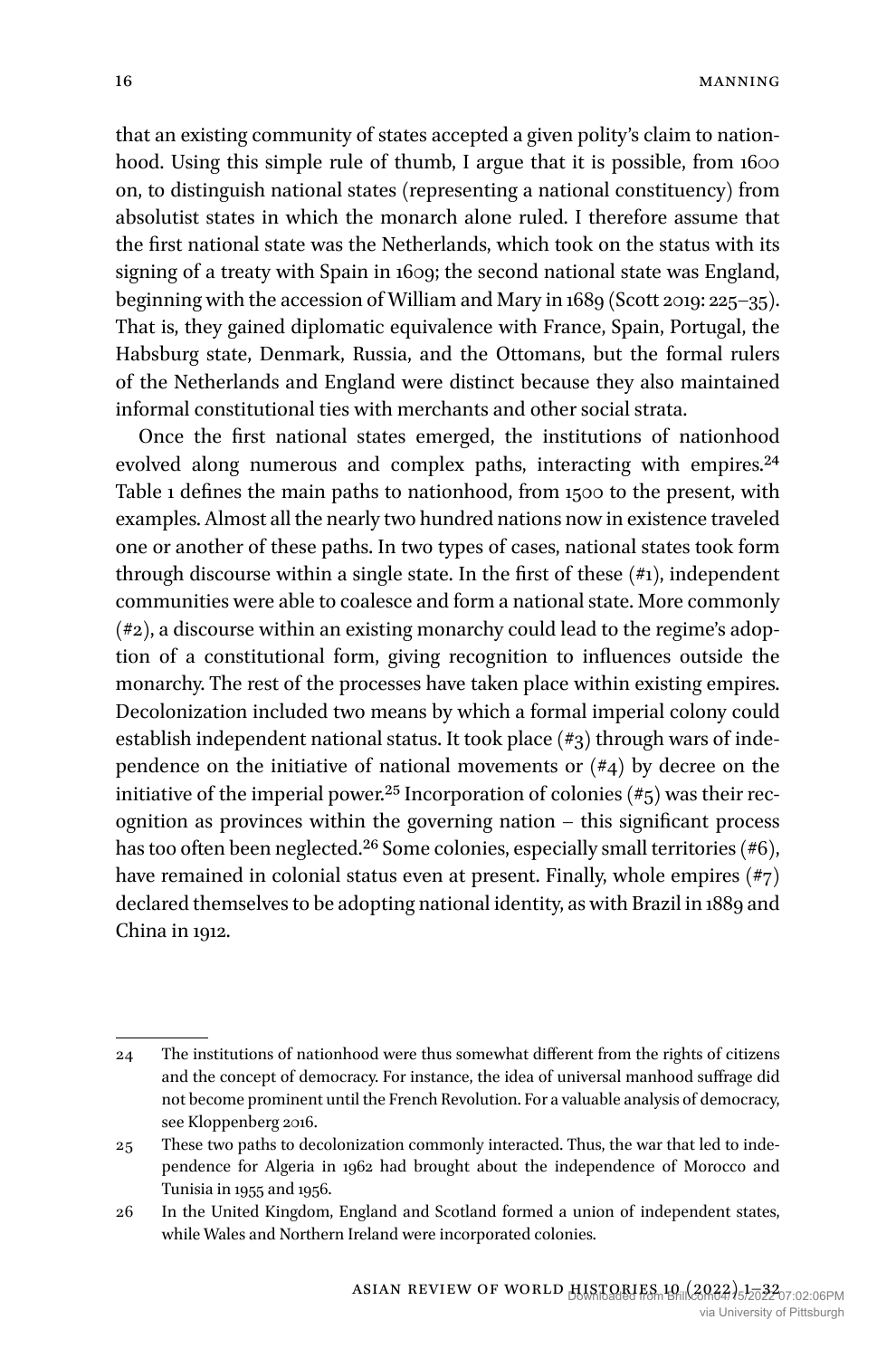that an existing community of states accepted a given polity's claim to nationhood. Using this simple rule of thumb, I argue that it is possible, from 1600 on, to distinguish national states (representing a national constituency) from absolutist states in which the monarch alone ruled. I therefore assume that the first national state was the Netherlands, which took on the status with its signing of a treaty with Spain in 1609; the second national state was England, beginning with the accession of William and Mary in 1689 (Scott 2019: 225–35). That is, they gained diplomatic equivalence with France, Spain, Portugal, the Habsburg state, Denmark, Russia, and the Ottomans, but the formal rulers of the Netherlands and England were distinct because they also maintained informal constitutional ties with merchants and other social strata.

Once the first national states emerged, the institutions of nationhood evolved along numerous and complex paths, interacting with empires.[24] Table 1 defines the main paths to nationhood, from 1500 to the present, with examples. Almost all the nearly two hundred nations now in existence traveled one or another of these paths. In two types of cases, national states took form through discourse within a single state. In the first of these (#1), independent communities were able to coalesce and form a national state. More commonly (#2), a discourse within an existing monarchy could lead to the regime's adoption of a constitutional form, giving recognition to influences outside the monarchy. The rest of the processes have taken place within existing empires. Decolonization included two means by which a formal imperial colony could establish independent national status. It took place (#3) through wars of independence on the initiative of national movements or (#4) by decree on the initiative of the imperial power.[25] Incorporation of colonies (#5) was their recognition as provinces within the governing nation – this significant process has too often been neglected.[26] Some colonies, especially small territories (#6), have remained in colonial status even at present. Finally, whole empires (#7) declared themselves to be adopting national identity, as with Brazil in 1889 and China in 1912.

---

24 The institutions of nationhood were thus somewhat different from the rights of citizens and the concept of democracy. For instance, the idea of universal manhood suffrage did not become prominent until the French Revolution. For a valuable analysis of democracy, see Kloppenberg 2016.

25 These two paths to decolonization commonly interacted. Thus, the war that led to independence for Algeria in 1962 had brought about the independence of Morocco and Tunisia in 1955 and 1956.

26 In the United Kingdom, England and Scotland formed a union of independent states, while Wales and Northern Ireland were incorporated colonies.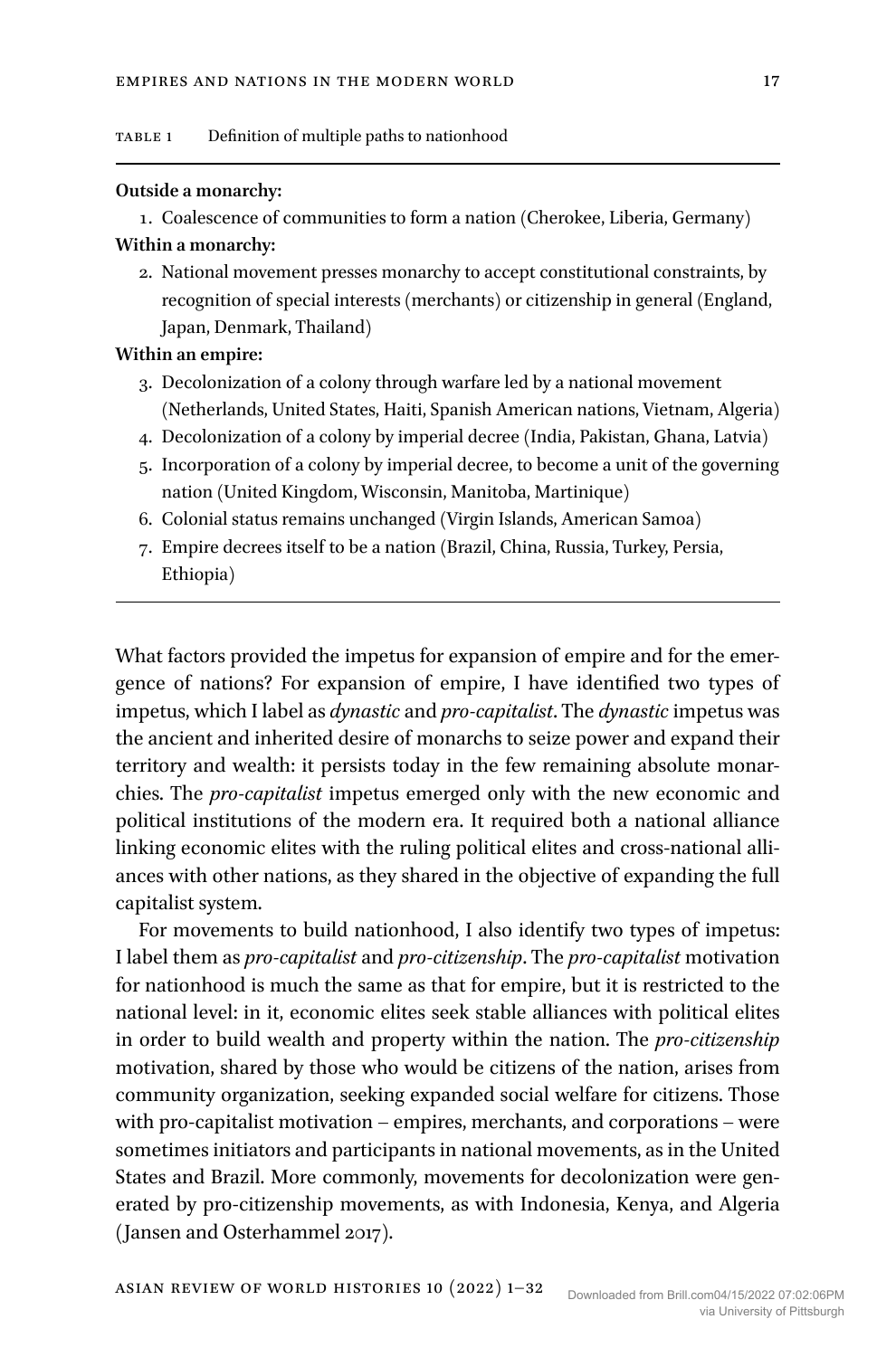TABLE 1 Definition of multiple paths to nationhood

**Outside a monarchy:**

1. Coalescence of communities to form a nation (Cherokee, Liberia, Germany)

**Within a monarchy:**

2. National movement presses monarchy to accept constitutional constraints, by recognition of special interests (merchants) or citizenship in general (England, Japan, Denmark, Thailand)

**Within an empire:**

3. Decolonization of a colony through warfare led by a national movement (Netherlands, United States, Haiti, Spanish American nations, Vietnam, Algeria)
4. Decolonization of a colony by imperial decree (India, Pakistan, Ghana, Latvia)
5. Incorporation of a colony by imperial decree, to become a unit of the governing nation (United Kingdom, Wisconsin, Manitoba, Martinique)
6. Colonial status remains unchanged (Virgin Islands, American Samoa)
7. Empire decrees itself to be a nation (Brazil, China, Russia, Turkey, Persia, Ethiopia)

What factors provided the impetus for expansion of empire and for the emergence of nations? For expansion of empire, I have identified two types of impetus, which I label as *dynastic* and *pro-capitalist*. The *dynastic* impetus was the ancient and inherited desire of monarchs to seize power and expand their territory and wealth: it persists today in the few remaining absolute monarchies. The *pro-capitalist* impetus emerged only with the new economic and political institutions of the modern era. It required both a national alliance linking economic elites with the ruling political elites and cross-national alliances with other nations, as they shared in the objective of expanding the full capitalist system.

For movements to build nationhood, I also identify two types of impetus: I label them as *pro-capitalist* and *pro-citizenship*. The *pro-capitalist* motivation for nationhood is much the same as that for empire, but it is restricted to the national level: in it, economic elites seek stable alliances with political elites in order to build wealth and property within the nation. The *pro-citizenship* motivation, shared by those who would be citizens of the nation, arises from community organization, seeking expanded social welfare for citizens. Those with pro-capitalist motivation – empires, merchants, and corporations – were sometimes initiators and participants in national movements, as in the United States and Brazil. More commonly, movements for decolonization were generated by pro-citizenship movements, as with Indonesia, Kenya, and Algeria (Jansen and Osterhammel 2017).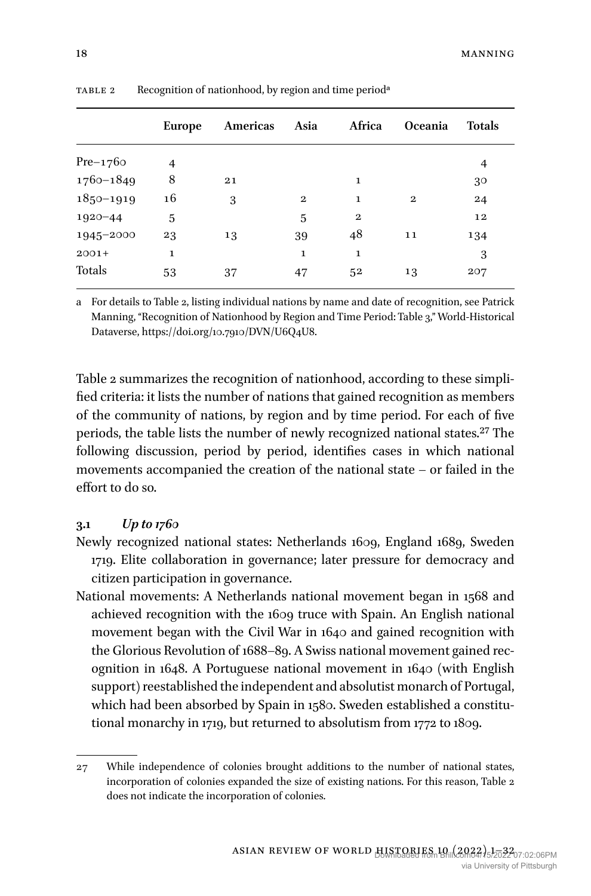TABLE 2 Recognition of nationhood, by region and time period[a]

| | Europe | Americas | Asia | Africa | Oceania | Totals |
|---|---|---|---|---|---|---|
| Pre–1760 | 4 | | | | | 4 |
| 1760–1849 | 8 | 21 | | 1 | | 30 |
| 1850–1919 | 16 | 3 | 2 | 1 | 2 | 24 |
| 1920–44 | 5 | | 5 | 2 | | 12 |
| 1945–2000 | 23 | 13 | 39 | 48 | 11 | 134 |
| 2001+ | 1 | | 1 | 1 | | 3 |
| Totals | 53 | 37 | 47 | 52 | 13 | 207 |

a For details to Table 2, listing individual nations by name and date of recognition, see Patrick Manning, "Recognition of Nationhood by Region and Time Period: Table 3," World-Historical Dataverse, https://doi.org/10.7910/DVN/U6Q4U8.

Table 2 summarizes the recognition of nationhood, according to these simplified criteria: it lists the number of nations that gained recognition as members of the community of nations, by region and by time period. For each of five periods, the table lists the number of newly recognized national states.[27] The following discussion, period by period, identifies cases in which national movements accompanied the creation of the national state – or failed in the effort to do so.

### 3.1 *Up to 1760*

Newly recognized national states: Netherlands 1609, England 1689, Sweden 1719. Elite collaboration in governance; later pressure for democracy and citizen participation in governance.

National movements: A Netherlands national movement began in 1568 and achieved recognition with the 1609 truce with Spain. An English national movement began with the Civil War in 1640 and gained recognition with the Glorious Revolution of 1688–89. A Swiss national movement gained recognition in 1648. A Portuguese national movement in 1640 (with English support) reestablished the independent and absolutist monarch of Portugal, which had been absorbed by Spain in 1580. Sweden established a constitutional monarchy in 1719, but returned to absolutism from 1772 to 1809.

27 While independence of colonies brought additions to the number of national states, incorporation of colonies expanded the size of existing nations. For this reason, Table 2 does not indicate the incorporation of colonies.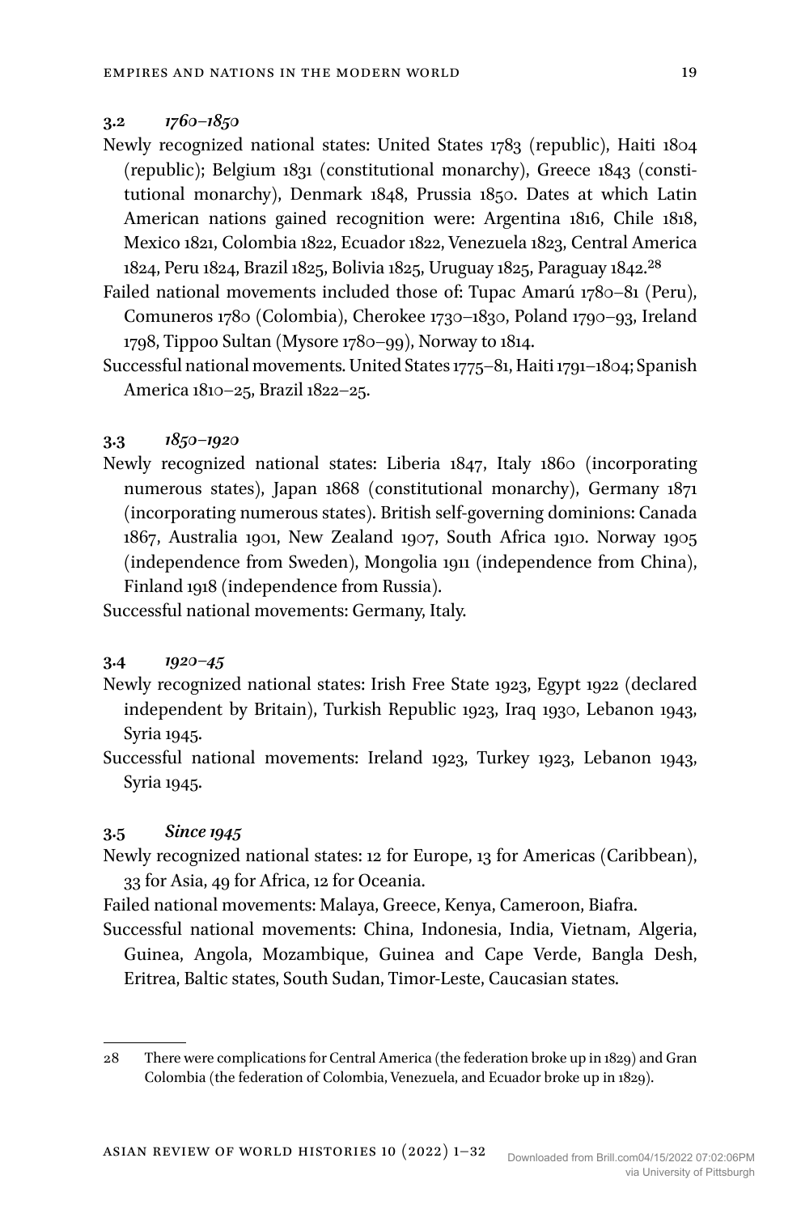### 3.2 *1760–1850*

Newly recognized national states: United States 1783 (republic), Haiti 1804 (republic); Belgium 1831 (constitutional monarchy), Greece 1843 (constitutional monarchy), Denmark 1848, Prussia 1850. Dates at which Latin American nations gained recognition were: Argentina 1816, Chile 1818, Mexico 1821, Colombia 1822, Ecuador 1822, Venezuela 1823, Central America 1824, Peru 1824, Brazil 1825, Bolivia 1825, Uruguay 1825, Paraguay 1842.[28]

Failed national movements included those of: Tupac Amarú 1780–81 (Peru), Comuneros 1780 (Colombia), Cherokee 1730–1830, Poland 1790–93, Ireland 1798, Tippoo Sultan (Mysore 1780–99), Norway to 1814.

Successful national movements. United States 1775–81, Haiti 1791–1804; Spanish America 1810–25, Brazil 1822–25.

### 3.3 *1850–1920*

Newly recognized national states: Liberia 1847, Italy 1860 (incorporating numerous states), Japan 1868 (constitutional monarchy), Germany 1871 (incorporating numerous states). British self-governing dominions: Canada 1867, Australia 1901, New Zealand 1907, South Africa 1910. Norway 1905 (independence from Sweden), Mongolia 1911 (independence from China), Finland 1918 (independence from Russia).

Successful national movements: Germany, Italy.

### 3.4 *1920–45*

Newly recognized national states: Irish Free State 1923, Egypt 1922 (declared independent by Britain), Turkish Republic 1923, Iraq 1930, Lebanon 1943, Syria 1945.

Successful national movements: Ireland 1923, Turkey 1923, Lebanon 1943, Syria 1945.

### 3.5 *Since 1945*

Newly recognized national states: 12 for Europe, 13 for Americas (Caribbean), 33 for Asia, 49 for Africa, 12 for Oceania.

Failed national movements: Malaya, Greece, Kenya, Cameroon, Biafra.

Successful national movements: China, Indonesia, India, Vietnam, Algeria, Guinea, Angola, Mozambique, Guinea and Cape Verde, Bangla Desh, Eritrea, Baltic states, South Sudan, Timor-Leste, Caucasian states.

---

28 There were complications for Central America (the federation broke up in 1829) and Gran Colombia (the federation of Colombia, Venezuela, and Ecuador broke up in 1829).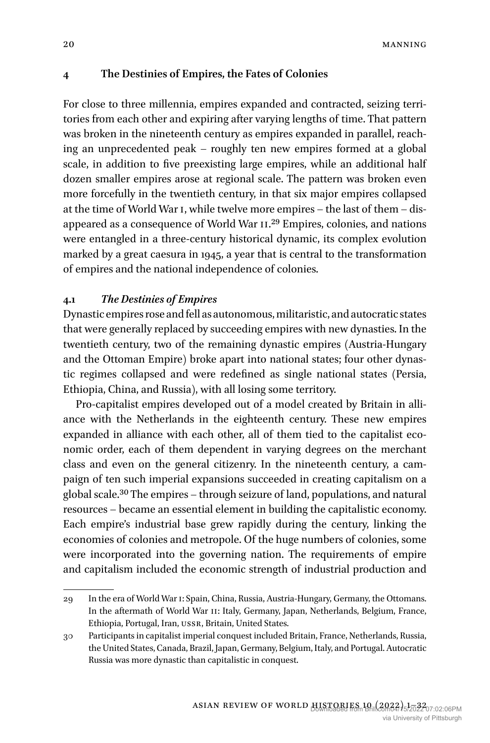## 4 The Destinies of Empires, the Fates of Colonies

For close to three millennia, empires expanded and contracted, seizing territories from each other and expiring after varying lengths of time. That pattern was broken in the nineteenth century as empires expanded in parallel, reaching an unprecedented peak – roughly ten new empires formed at a global scale, in addition to five preexisting large empires, while an additional half dozen smaller empires arose at regional scale. The pattern was broken even more forcefully in the twentieth century, in that six major empires collapsed at the time of World War I, while twelve more empires – the last of them – disappeared as a consequence of World War II.[29] Empires, colonies, and nations were entangled in a three-century historical dynamic, its complex evolution marked by a great caesura in 1945, a year that is central to the transformation of empires and the national independence of colonies.

### 4.1 *The Destinies of Empires*

Dynastic empires rose and fell as autonomous, militaristic, and autocratic states that were generally replaced by succeeding empires with new dynasties. In the twentieth century, two of the remaining dynastic empires (Austria-Hungary and the Ottoman Empire) broke apart into national states; four other dynastic regimes collapsed and were redefined as single national states (Persia, Ethiopia, China, and Russia), with all losing some territory.

Pro-capitalist empires developed out of a model created by Britain in alliance with the Netherlands in the eighteenth century. These new empires expanded in alliance with each other, all of them tied to the capitalist economic order, each of them dependent in varying degrees on the merchant class and even on the general citizenry. In the nineteenth century, a campaign of ten such imperial expansions succeeded in creating capitalism on a global scale.[30] The empires – through seizure of land, populations, and natural resources – became an essential element in building the capitalistic economy. Each empire's industrial base grew rapidly during the century, linking the economies of colonies and metropole. Of the huge numbers of colonies, some were incorporated into the governing nation. The requirements of empire and capitalism included the economic strength of industrial production and

---

29 In the era of World War I: Spain, China, Russia, Austria-Hungary, Germany, the Ottomans. In the aftermath of World War II: Italy, Germany, Japan, Netherlands, Belgium, France, Ethiopia, Portugal, Iran, USSR, Britain, United States.

30 Participants in capitalist imperial conquest included Britain, France, Netherlands, Russia, the United States, Canada, Brazil, Japan, Germany, Belgium, Italy, and Portugal. Autocratic Russia was more dynastic than capitalistic in conquest.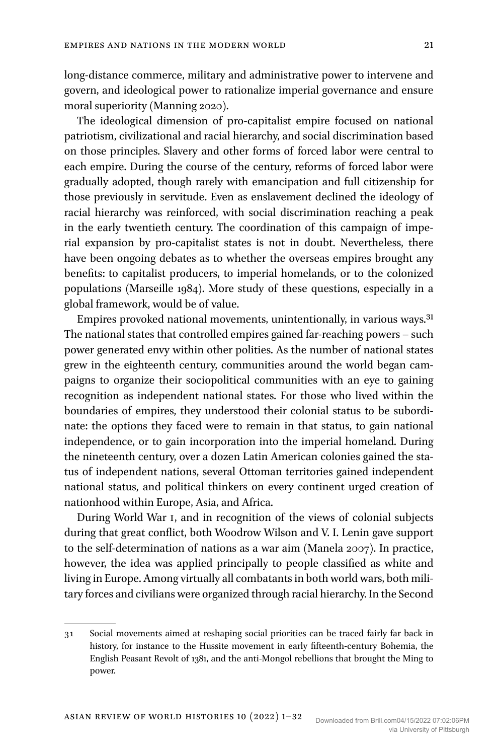long-distance commerce, military and administrative power to intervene and govern, and ideological power to rationalize imperial governance and ensure moral superiority (Manning 2020).

The ideological dimension of pro-capitalist empire focused on national patriotism, civilizational and racial hierarchy, and social discrimination based on those principles. Slavery and other forms of forced labor were central to each empire. During the course of the century, reforms of forced labor were gradually adopted, though rarely with emancipation and full citizenship for those previously in servitude. Even as enslavement declined the ideology of racial hierarchy was reinforced, with social discrimination reaching a peak in the early twentieth century. The coordination of this campaign of imperial expansion by pro-capitalist states is not in doubt. Nevertheless, there have been ongoing debates as to whether the overseas empires brought any benefits: to capitalist producers, to imperial homelands, or to the colonized populations (Marseille 1984). More study of these questions, especially in a global framework, would be of value.

Empires provoked national movements, unintentionally, in various ways.[31] The national states that controlled empires gained far-reaching powers – such power generated envy within other polities. As the number of national states grew in the eighteenth century, communities around the world began campaigns to organize their sociopolitical communities with an eye to gaining recognition as independent national states. For those who lived within the boundaries of empires, they understood their colonial status to be subordinate: the options they faced were to remain in that status, to gain national independence, or to gain incorporation into the imperial homeland. During the nineteenth century, over a dozen Latin American colonies gained the status of independent nations, several Ottoman territories gained independent national status, and political thinkers on every continent urged creation of nationhood within Europe, Asia, and Africa.

During World War I, and in recognition of the views of colonial subjects during that great conflict, both Woodrow Wilson and V. I. Lenin gave support to the self-determination of nations as a war aim (Manela 2007). In practice, however, the idea was applied principally to people classified as white and living in Europe. Among virtually all combatants in both world wars, both military forces and civilians were organized through racial hierarchy. In the Second

---

31 Social movements aimed at reshaping social priorities can be traced fairly far back in history, for instance to the Hussite movement in early fifteenth-century Bohemia, the English Peasant Revolt of 1381, and the anti-Mongol rebellions that brought the Ming to power.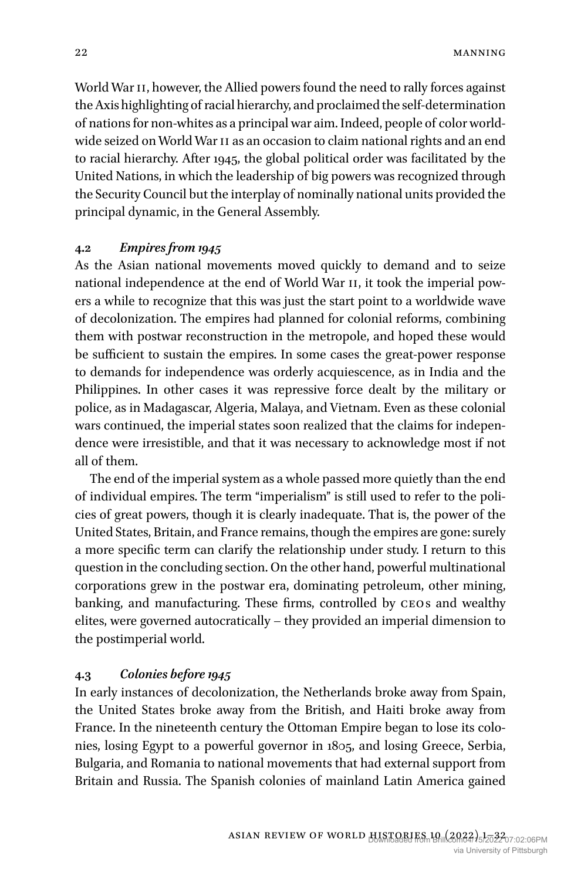World War II, however, the Allied powers found the need to rally forces against the Axis highlighting of racial hierarchy, and proclaimed the self-determination of nations for non-whites as a principal war aim. Indeed, people of color worldwide seized on World War II as an occasion to claim national rights and an end to racial hierarchy. After 1945, the global political order was facilitated by the United Nations, in which the leadership of big powers was recognized through the Security Council but the interplay of nominally national units provided the principal dynamic, in the General Assembly.

### 4.2 *Empires from 1945*

As the Asian national movements moved quickly to demand and to seize national independence at the end of World War II, it took the imperial powers a while to recognize that this was just the start point to a worldwide wave of decolonization. The empires had planned for colonial reforms, combining them with postwar reconstruction in the metropole, and hoped these would be sufficient to sustain the empires. In some cases the great-power response to demands for independence was orderly acquiescence, as in India and the Philippines. In other cases it was repressive force dealt by the military or police, as in Madagascar, Algeria, Malaya, and Vietnam. Even as these colonial wars continued, the imperial states soon realized that the claims for independence were irresistible, and that it was necessary to acknowledge most if not all of them.

The end of the imperial system as a whole passed more quietly than the end of individual empires. The term "imperialism" is still used to refer to the policies of great powers, though it is clearly inadequate. That is, the power of the United States, Britain, and France remains, though the empires are gone: surely a more specific term can clarify the relationship under study. I return to this question in the concluding section. On the other hand, powerful multinational corporations grew in the postwar era, dominating petroleum, other mining, banking, and manufacturing. These firms, controlled by CEOs and wealthy elites, were governed autocratically – they provided an imperial dimension to the postimperial world.

### 4.3 *Colonies before 1945*

In early instances of decolonization, the Netherlands broke away from Spain, the United States broke away from the British, and Haiti broke away from France. In the nineteenth century the Ottoman Empire began to lose its colonies, losing Egypt to a powerful governor in 1805, and losing Greece, Serbia, Bulgaria, and Romania to national movements that had external support from Britain and Russia. The Spanish colonies of mainland Latin America gained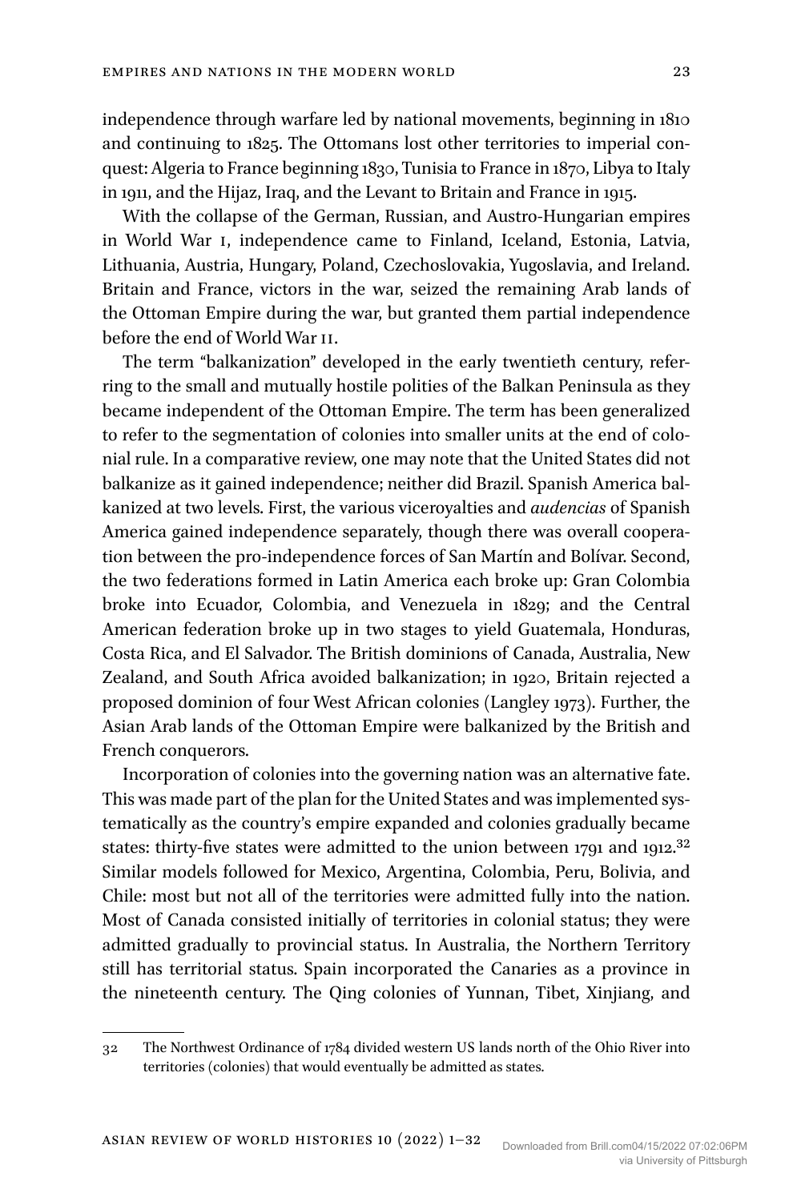independence through warfare led by national movements, beginning in 1810 and continuing to 1825. The Ottomans lost other territories to imperial conquest: Algeria to France beginning 1830, Tunisia to France in 1870, Libya to Italy in 1911, and the Hijaz, Iraq, and the Levant to Britain and France in 1915.

With the collapse of the German, Russian, and Austro-Hungarian empires in World War I, independence came to Finland, Iceland, Estonia, Latvia, Lithuania, Austria, Hungary, Poland, Czechoslovakia, Yugoslavia, and Ireland. Britain and France, victors in the war, seized the remaining Arab lands of the Ottoman Empire during the war, but granted them partial independence before the end of World War II.

The term "balkanization" developed in the early twentieth century, referring to the small and mutually hostile polities of the Balkan Peninsula as they became independent of the Ottoman Empire. The term has been generalized to refer to the segmentation of colonies into smaller units at the end of colonial rule. In a comparative review, one may note that the United States did not balkanize as it gained independence; neither did Brazil. Spanish America balkanized at two levels. First, the various viceroyalties and *audencias* of Spanish America gained independence separately, though there was overall cooperation between the pro-independence forces of San Martín and Bolívar. Second, the two federations formed in Latin America each broke up: Gran Colombia broke into Ecuador, Colombia, and Venezuela in 1829; and the Central American federation broke up in two stages to yield Guatemala, Honduras, Costa Rica, and El Salvador. The British dominions of Canada, Australia, New Zealand, and South Africa avoided balkanization; in 1920, Britain rejected a proposed dominion of four West African colonies (Langley 1973). Further, the Asian Arab lands of the Ottoman Empire were balkanized by the British and French conquerors.

Incorporation of colonies into the governing nation was an alternative fate. This was made part of the plan for the United States and was implemented systematically as the country's empire expanded and colonies gradually became states: thirty-five states were admitted to the union between 1791 and 1912.[32] Similar models followed for Mexico, Argentina, Colombia, Peru, Bolivia, and Chile: most but not all of the territories were admitted fully into the nation. Most of Canada consisted initially of territories in colonial status; they were admitted gradually to provincial status. In Australia, the Northern Territory still has territorial status. Spain incorporated the Canaries as a province in the nineteenth century. The Qing colonies of Yunnan, Tibet, Xinjiang, and

---

32 The Northwest Ordinance of 1784 divided western US lands north of the Ohio River into territories (colonies) that would eventually be admitted as states.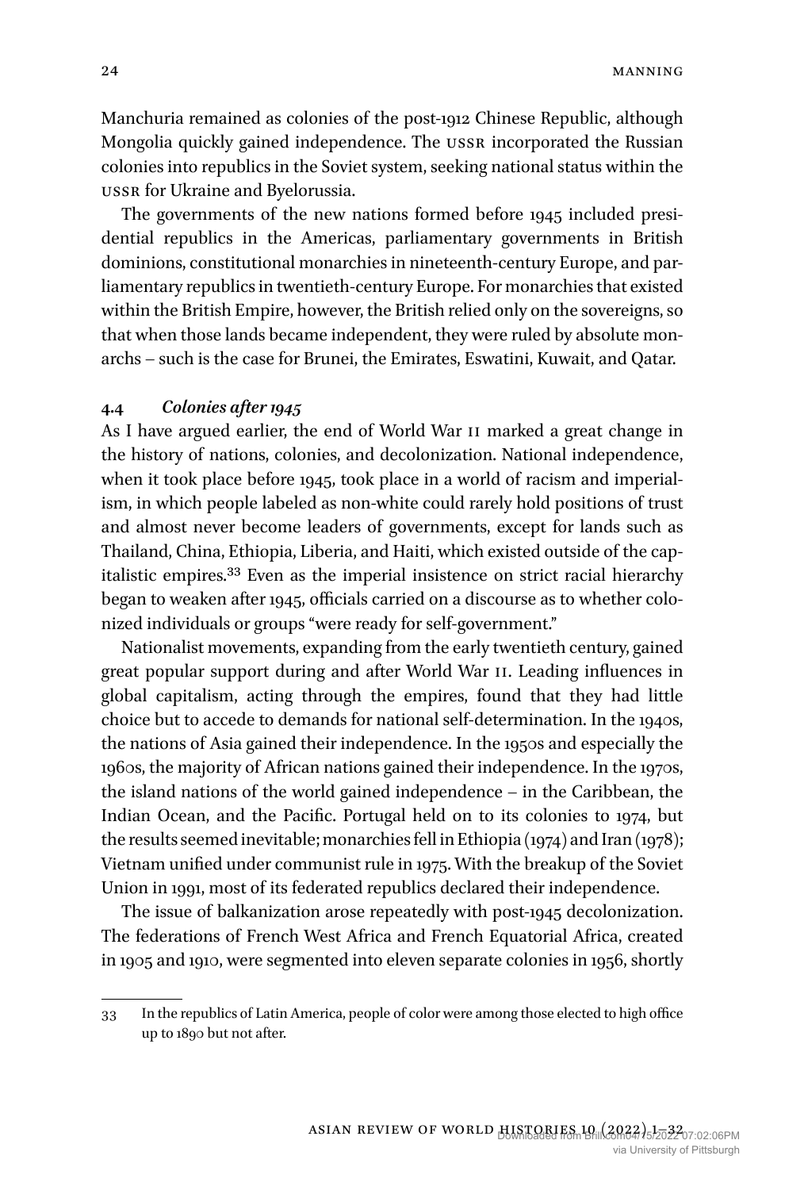Manchuria remained as colonies of the post-1912 Chinese Republic, although Mongolia quickly gained independence. The USSR incorporated the Russian colonies into republics in the Soviet system, seeking national status within the USSR for Ukraine and Byelorussia.

The governments of the new nations formed before 1945 included presidential republics in the Americas, parliamentary governments in British dominions, constitutional monarchies in nineteenth-century Europe, and parliamentary republics in twentieth-century Europe. For monarchies that existed within the British Empire, however, the British relied only on the sovereigns, so that when those lands became independent, they were ruled by absolute monarchs – such is the case for Brunei, the Emirates, Eswatini, Kuwait, and Qatar.

### 4.4 *Colonies after 1945*

As I have argued earlier, the end of World War II marked a great change in the history of nations, colonies, and decolonization. National independence, when it took place before 1945, took place in a world of racism and imperialism, in which people labeled as non-white could rarely hold positions of trust and almost never become leaders of governments, except for lands such as Thailand, China, Ethiopia, Liberia, and Haiti, which existed outside of the capitalistic empires.[33] Even as the imperial insistence on strict racial hierarchy began to weaken after 1945, officials carried on a discourse as to whether colonized individuals or groups "were ready for self-government."

Nationalist movements, expanding from the early twentieth century, gained great popular support during and after World War II. Leading influences in global capitalism, acting through the empires, found that they had little choice but to accede to demands for national self-determination. In the 1940s, the nations of Asia gained their independence. In the 1950s and especially the 1960s, the majority of African nations gained their independence. In the 1970s, the island nations of the world gained independence – in the Caribbean, the Indian Ocean, and the Pacific. Portugal held on to its colonies to 1974, but the results seemed inevitable; monarchies fell in Ethiopia (1974) and Iran (1978); Vietnam unified under communist rule in 1975. With the breakup of the Soviet Union in 1991, most of its federated republics declared their independence.

The issue of balkanization arose repeatedly with post-1945 decolonization. The federations of French West Africa and French Equatorial Africa, created in 1905 and 1910, were segmented into eleven separate colonies in 1956, shortly

---

33 In the republics of Latin America, people of color were among those elected to high office up to 1890 but not after.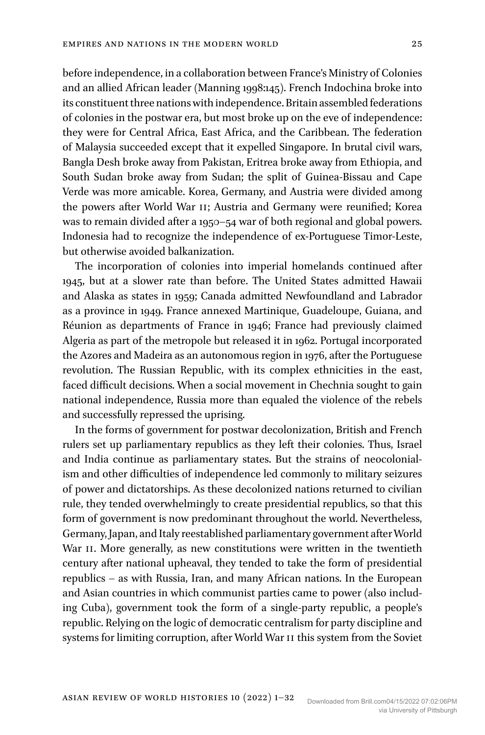before independence, in a collaboration between France's Ministry of Colonies and an allied African leader (Manning 1998:145). French Indochina broke into its constituent three nations with independence. Britain assembled federations of colonies in the postwar era, but most broke up on the eve of independence: they were for Central Africa, East Africa, and the Caribbean. The federation of Malaysia succeeded except that it expelled Singapore. In brutal civil wars, Bangla Desh broke away from Pakistan, Eritrea broke away from Ethiopia, and South Sudan broke away from Sudan; the split of Guinea-Bissau and Cape Verde was more amicable. Korea, Germany, and Austria were divided among the powers after World War II; Austria and Germany were reunified; Korea was to remain divided after a 1950–54 war of both regional and global powers. Indonesia had to recognize the independence of ex-Portuguese Timor-Leste, but otherwise avoided balkanization.

The incorporation of colonies into imperial homelands continued after 1945, but at a slower rate than before. The United States admitted Hawaii and Alaska as states in 1959; Canada admitted Newfoundland and Labrador as a province in 1949. France annexed Martinique, Guadeloupe, Guiana, and Réunion as departments of France in 1946; France had previously claimed Algeria as part of the metropole but released it in 1962. Portugal incorporated the Azores and Madeira as an autonomous region in 1976, after the Portuguese revolution. The Russian Republic, with its complex ethnicities in the east, faced difficult decisions. When a social movement in Chechnia sought to gain national independence, Russia more than equaled the violence of the rebels and successfully repressed the uprising.

In the forms of government for postwar decolonization, British and French rulers set up parliamentary republics as they left their colonies. Thus, Israel and India continue as parliamentary states. But the strains of neocolonialism and other difficulties of independence led commonly to military seizures of power and dictatorships. As these decolonized nations returned to civilian rule, they tended overwhelmingly to create presidential republics, so that this form of government is now predominant throughout the world. Nevertheless, Germany, Japan, and Italy reestablished parliamentary government after World War II. More generally, as new constitutions were written in the twentieth century after national upheaval, they tended to take the form of presidential republics – as with Russia, Iran, and many African nations. In the European and Asian countries in which communist parties came to power (also including Cuba), government took the form of a single-party republic, a people's republic. Relying on the logic of democratic centralism for party discipline and systems for limiting corruption, after World War II this system from the Soviet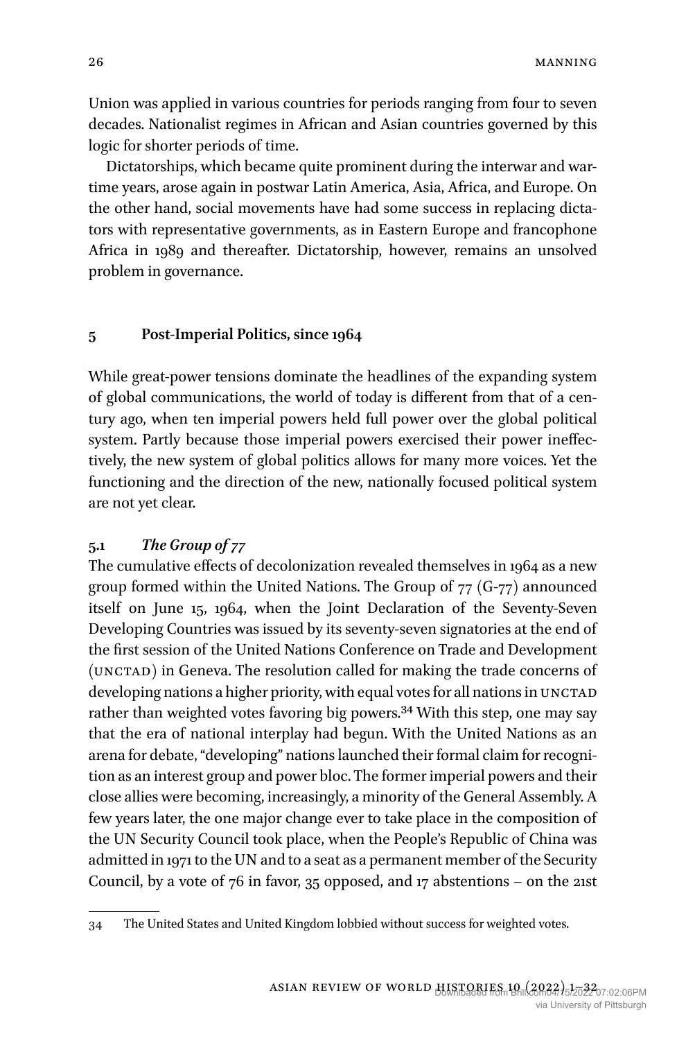Union was applied in various countries for periods ranging from four to seven decades. Nationalist regimes in African and Asian countries governed by this logic for shorter periods of time.

Dictatorships, which became quite prominent during the interwar and wartime years, arose again in postwar Latin America, Asia, Africa, and Europe. On the other hand, social movements have had some success in replacing dictators with representative governments, as in Eastern Europe and francophone Africa in 1989 and thereafter. Dictatorship, however, remains an unsolved problem in governance.

## 5 Post-Imperial Politics, since 1964

While great-power tensions dominate the headlines of the expanding system of global communications, the world of today is different from that of a century ago, when ten imperial powers held full power over the global political system. Partly because those imperial powers exercised their power ineffectively, the new system of global politics allows for many more voices. Yet the functioning and the direction of the new, nationally focused political system are not yet clear.

### 5.1 *The Group of 77*

The cumulative effects of decolonization revealed themselves in 1964 as a new group formed within the United Nations. The Group of 77 (G-77) announced itself on June 15, 1964, when the Joint Declaration of the Seventy-Seven Developing Countries was issued by its seventy-seven signatories at the end of the first session of the United Nations Conference on Trade and Development (UNCTAD) in Geneva. The resolution called for making the trade concerns of developing nations a higher priority, with equal votes for all nations in UNCTAD rather than weighted votes favoring big powers.[34] With this step, one may say that the era of national interplay had begun. With the United Nations as an arena for debate, "developing" nations launched their formal claim for recognition as an interest group and power bloc. The former imperial powers and their close allies were becoming, increasingly, a minority of the General Assembly. A few years later, the one major change ever to take place in the composition of the UN Security Council took place, when the People's Republic of China was admitted in 1971 to the UN and to a seat as a permanent member of the Security Council, by a vote of 76 in favor, 35 opposed, and 17 abstentions – on the 21st

34 The United States and United Kingdom lobbied without success for weighted votes.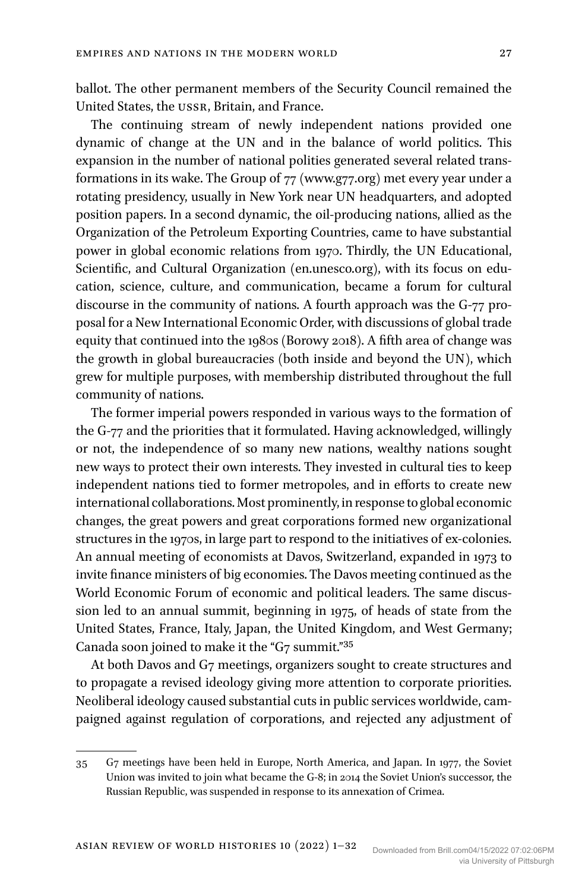ballot. The other permanent members of the Security Council remained the United States, the USSR, Britain, and France.

The continuing stream of newly independent nations provided one dynamic of change at the UN and in the balance of world politics. This expansion in the number of national polities generated several related transformations in its wake. The Group of 77 (www.g77.org) met every year under a rotating presidency, usually in New York near UN headquarters, and adopted position papers. In a second dynamic, the oil-producing nations, allied as the Organization of the Petroleum Exporting Countries, came to have substantial power in global economic relations from 1970. Thirdly, the UN Educational, Scientific, and Cultural Organization (en.unesco.org), with its focus on education, science, culture, and communication, became a forum for cultural discourse in the community of nations. A fourth approach was the G-77 proposal for a New International Economic Order, with discussions of global trade equity that continued into the 1980s (Borowy 2018). A fifth area of change was the growth in global bureaucracies (both inside and beyond the UN), which grew for multiple purposes, with membership distributed throughout the full community of nations.

The former imperial powers responded in various ways to the formation of the G-77 and the priorities that it formulated. Having acknowledged, willingly or not, the independence of so many new nations, wealthy nations sought new ways to protect their own interests. They invested in cultural ties to keep independent nations tied to former metropoles, and in efforts to create new international collaborations. Most prominently, in response to global economic changes, the great powers and great corporations formed new organizational structures in the 1970s, in large part to respond to the initiatives of ex-colonies. An annual meeting of economists at Davos, Switzerland, expanded in 1973 to invite finance ministers of big economies. The Davos meeting continued as the World Economic Forum of economic and political leaders. The same discussion led to an annual summit, beginning in 1975, of heads of state from the United States, France, Italy, Japan, the United Kingdom, and West Germany; Canada soon joined to make it the "G7 summit."[35]

At both Davos and G7 meetings, organizers sought to create structures and to propagate a revised ideology giving more attention to corporate priorities. Neoliberal ideology caused substantial cuts in public services worldwide, campaigned against regulation of corporations, and rejected any adjustment of

---

35 G7 meetings have been held in Europe, North America, and Japan. In 1977, the Soviet Union was invited to join what became the G-8; in 2014 the Soviet Union's successor, the Russian Republic, was suspended in response to its annexation of Crimea.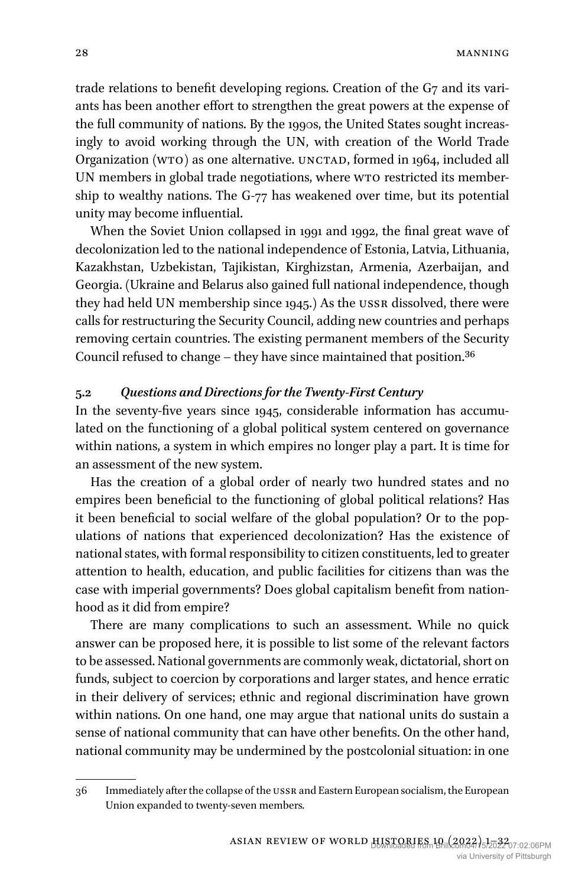trade relations to benefit developing regions. Creation of the G7 and its variants has been another effort to strengthen the great powers at the expense of the full community of nations. By the 1990s, the United States sought increasingly to avoid working through the UN, with creation of the World Trade Organization (WTO) as one alternative. UNCTAD, formed in 1964, included all UN members in global trade negotiations, where WTO restricted its membership to wealthy nations. The G-77 has weakened over time, but its potential unity may become influential.

When the Soviet Union collapsed in 1991 and 1992, the final great wave of decolonization led to the national independence of Estonia, Latvia, Lithuania, Kazakhstan, Uzbekistan, Tajikistan, Kirghizstan, Armenia, Azerbaijan, and Georgia. (Ukraine and Belarus also gained full national independence, though they had held UN membership since 1945.) As the USSR dissolved, there were calls for restructuring the Security Council, adding new countries and perhaps removing certain countries. The existing permanent members of the Security Council refused to change – they have since maintained that position.[36]

### 5.2 *Questions and Directions for the Twenty-First Century*

In the seventy-five years since 1945, considerable information has accumulated on the functioning of a global political system centered on governance within nations, a system in which empires no longer play a part. It is time for an assessment of the new system.

Has the creation of a global order of nearly two hundred states and no empires been beneficial to the functioning of global political relations? Has it been beneficial to social welfare of the global population? Or to the populations of nations that experienced decolonization? Has the existence of national states, with formal responsibility to citizen constituents, led to greater attention to health, education, and public facilities for citizens than was the case with imperial governments? Does global capitalism benefit from nationhood as it did from empire?

There are many complications to such an assessment. While no quick answer can be proposed here, it is possible to list some of the relevant factors to be assessed. National governments are commonly weak, dictatorial, short on funds, subject to coercion by corporations and larger states, and hence erratic in their delivery of services; ethnic and regional discrimination have grown within nations. On one hand, one may argue that national units do sustain a sense of national community that can have other benefits. On the other hand, national community may be undermined by the postcolonial situation: in one

---

36 Immediately after the collapse of the USSR and Eastern European socialism, the European Union expanded to twenty-seven members.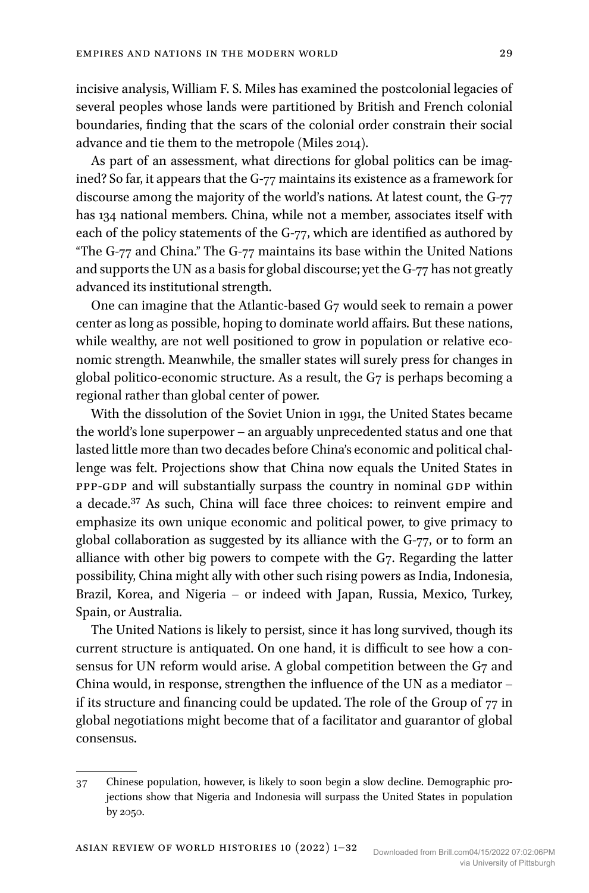incisive analysis, William F. S. Miles has examined the postcolonial legacies of several peoples whose lands were partitioned by British and French colonial boundaries, finding that the scars of the colonial order constrain their social advance and tie them to the metropole (Miles 2014).

As part of an assessment, what directions for global politics can be imagined? So far, it appears that the G-77 maintains its existence as a framework for discourse among the majority of the world's nations. At latest count, the G-77 has 134 national members. China, while not a member, associates itself with each of the policy statements of the G-77, which are identified as authored by "The G-77 and China." The G-77 maintains its base within the United Nations and supports the UN as a basis for global discourse; yet the G-77 has not greatly advanced its institutional strength.

One can imagine that the Atlantic-based G7 would seek to remain a power center as long as possible, hoping to dominate world affairs. But these nations, while wealthy, are not well positioned to grow in population or relative economic strength. Meanwhile, the smaller states will surely press for changes in global politico-economic structure. As a result, the G7 is perhaps becoming a regional rather than global center of power.

With the dissolution of the Soviet Union in 1991, the United States became the world's lone superpower – an arguably unprecedented status and one that lasted little more than two decades before China's economic and political challenge was felt. Projections show that China now equals the United States in PPP-GDP and will substantially surpass the country in nominal GDP within a decade.[37] As such, China will face three choices: to reinvent empire and emphasize its own unique economic and political power, to give primacy to global collaboration as suggested by its alliance with the G-77, or to form an alliance with other big powers to compete with the G7. Regarding the latter possibility, China might ally with other such rising powers as India, Indonesia, Brazil, Korea, and Nigeria – or indeed with Japan, Russia, Mexico, Turkey, Spain, or Australia.

The United Nations is likely to persist, since it has long survived, though its current structure is antiquated. On one hand, it is difficult to see how a consensus for UN reform would arise. A global competition between the G7 and China would, in response, strengthen the influence of the UN as a mediator – if its structure and financing could be updated. The role of the Group of 77 in global negotiations might become that of a facilitator and guarantor of global consensus.

---

37 Chinese population, however, is likely to soon begin a slow decline. Demographic projections show that Nigeria and Indonesia will surpass the United States in population by 2050.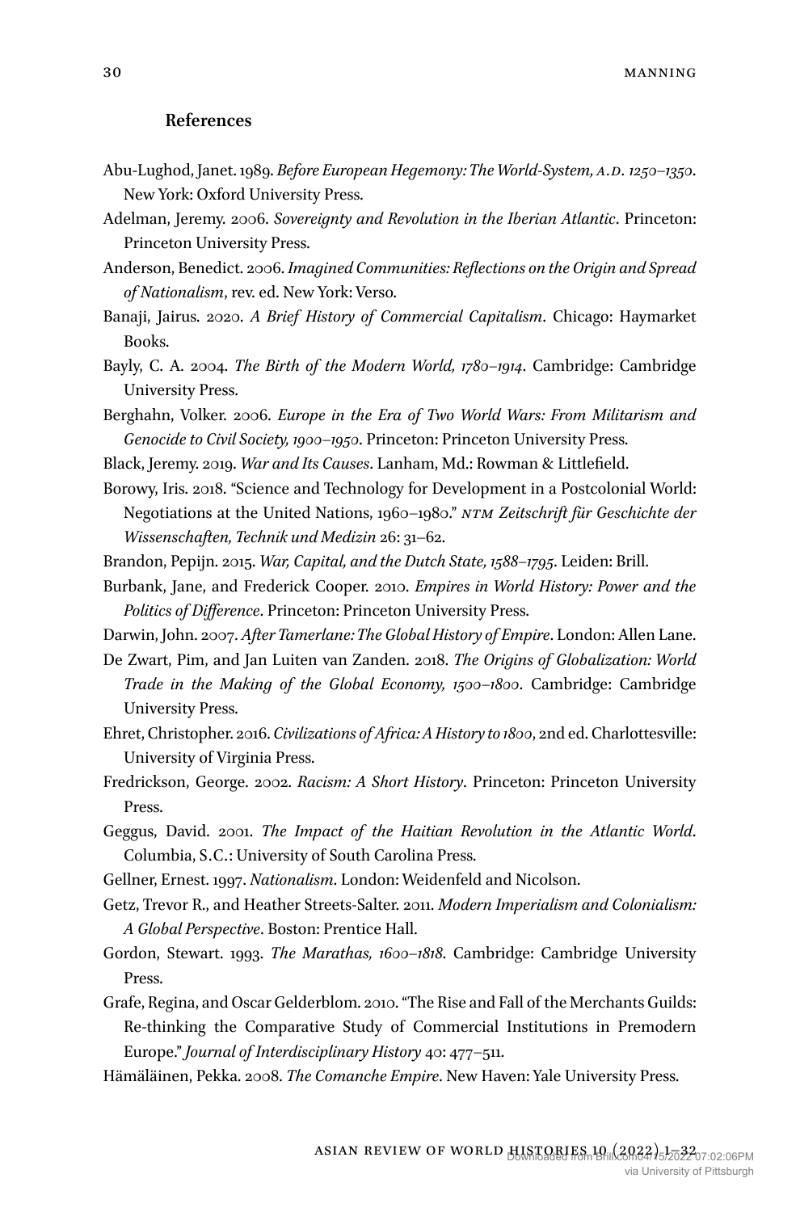## References

Abu-Lughod, Janet. 1989. *Before European Hegemony: The World-System, A.D. 1250–1350*. New York: Oxford University Press.

Adelman, Jeremy. 2006. *Sovereignty and Revolution in the Iberian Atlantic*. Princeton: Princeton University Press.

Anderson, Benedict. 2006. *Imagined Communities: Reflections on the Origin and Spread of Nationalism*, rev. ed. New York: Verso.

Banaji, Jairus. 2020. *A Brief History of Commercial Capitalism*. Chicago: Haymarket Books.

Bayly, C. A. 2004. *The Birth of the Modern World, 1780–1914*. Cambridge: Cambridge University Press.

Berghahn, Volker. 2006. *Europe in the Era of Two World Wars: From Militarism and Genocide to Civil Society, 1900–1950*. Princeton: Princeton University Press.

Black, Jeremy. 2019. *War and Its Causes*. Lanham, Md.: Rowman & Littlefield.

Borowy, Iris. 2018. "Science and Technology for Development in a Postcolonial World: Negotiations at the United Nations, 1960–1980." *NTM Zeitschrift für Geschichte der Wissenschaften, Technik und Medizin* 26: 31–62.

Brandon, Pepijn. 2015. *War, Capital, and the Dutch State, 1588–1795*. Leiden: Brill.

Burbank, Jane, and Frederick Cooper. 2010. *Empires in World History: Power and the Politics of Difference*. Princeton: Princeton University Press.

Darwin, John. 2007. *After Tamerlane: The Global History of Empire*. London: Allen Lane.

De Zwart, Pim, and Jan Luiten van Zanden. 2018. *The Origins of Globalization: World Trade in the Making of the Global Economy, 1500–1800*. Cambridge: Cambridge University Press.

Ehret, Christopher. 2016. *Civilizations of Africa: A History to 1800*, 2nd ed. Charlottesville: University of Virginia Press.

Fredrickson, George. 2002. *Racism: A Short History*. Princeton: Princeton University Press.

Geggus, David. 2001. *The Impact of the Haitian Revolution in the Atlantic World*. Columbia, S.C.: University of South Carolina Press.

Gellner, Ernest. 1997. *Nationalism*. London: Weidenfeld and Nicolson.

Getz, Trevor R., and Heather Streets-Salter. 2011. *Modern Imperialism and Colonialism: A Global Perspective*. Boston: Prentice Hall.

Gordon, Stewart. 1993. *The Marathas, 1600–1818*. Cambridge: Cambridge University Press.

Grafe, Regina, and Oscar Gelderblom. 2010. "The Rise and Fall of the Merchants Guilds: Re-thinking the Comparative Study of Commercial Institutions in Premodern Europe." *Journal of Interdisciplinary History* 40: 477–511.

Hämäläinen, Pekka. 2008. *The Comanche Empire*. New Haven: Yale University Press.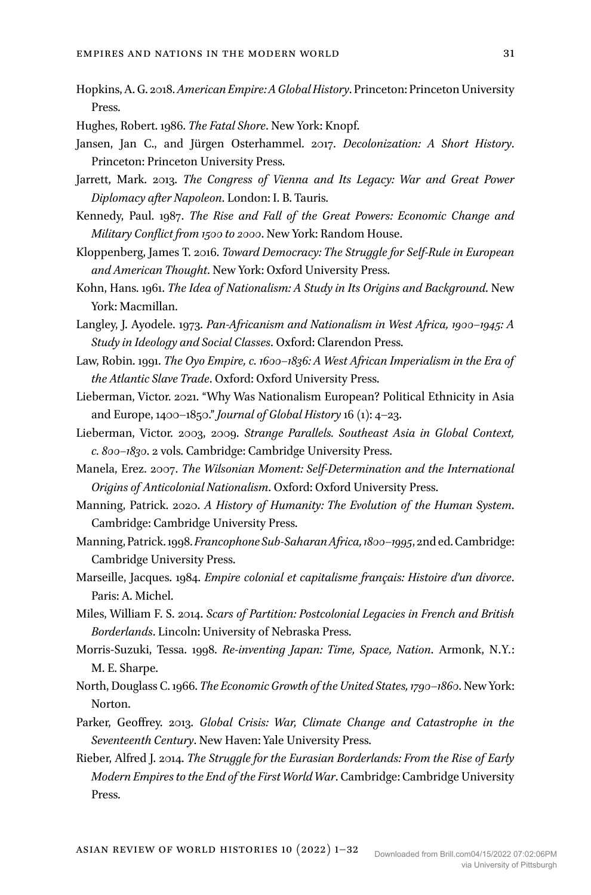Hopkins, A. G. 2018. *American Empire: A Global History*. Princeton: Princeton University Press.

Hughes, Robert. 1986. *The Fatal Shore*. New York: Knopf.

Jansen, Jan C., and Jürgen Osterhammel. 2017. *Decolonization: A Short History*. Princeton: Princeton University Press.

Jarrett, Mark. 2013. *The Congress of Vienna and Its Legacy: War and Great Power Diplomacy after Napoleon*. London: I. B. Tauris.

Kennedy, Paul. 1987. *The Rise and Fall of the Great Powers: Economic Change and Military Conflict from 1500 to 2000*. New York: Random House.

Kloppenberg, James T. 2016. *Toward Democracy: The Struggle for Self-Rule in European and American Thought*. New York: Oxford University Press.

Kohn, Hans. 1961. *The Idea of Nationalism: A Study in Its Origins and Background*. New York: Macmillan.

Langley, J. Ayodele. 1973. *Pan-Africanism and Nationalism in West Africa, 1900–1945: A Study in Ideology and Social Classes*. Oxford: Clarendon Press.

Law, Robin. 1991. *The Oyo Empire, c. 1600–1836: A West African Imperialism in the Era of the Atlantic Slave Trade*. Oxford: Oxford University Press.

Lieberman, Victor. 2021. "Why Was Nationalism European? Political Ethnicity in Asia and Europe, 1400–1850." *Journal of Global History* 16 (1): 4–23.

Lieberman, Victor. 2003, 2009. *Strange Parallels. Southeast Asia in Global Context, c. 800–1830*. 2 vols. Cambridge: Cambridge University Press.

Manela, Erez. 2007. *The Wilsonian Moment: Self-Determination and the International Origins of Anticolonial Nationalism*. Oxford: Oxford University Press.

Manning, Patrick. 2020. *A History of Humanity: The Evolution of the Human System*. Cambridge: Cambridge University Press.

Manning, Patrick. 1998. *Francophone Sub-Saharan Africa, 1800–1995*, 2nd ed. Cambridge: Cambridge University Press.

Marseille, Jacques. 1984. *Empire colonial et capitalisme français: Histoire d'un divorce*. Paris: A. Michel.

Miles, William F. S. 2014. *Scars of Partition: Postcolonial Legacies in French and British Borderlands*. Lincoln: University of Nebraska Press.

Morris-Suzuki, Tessa. 1998. *Re-inventing Japan: Time, Space, Nation*. Armonk, N.Y.: M. E. Sharpe.

North, Douglass C. 1966. *The Economic Growth of the United States, 1790–1860*. New York: Norton.

Parker, Geoffrey. 2013. *Global Crisis: War, Climate Change and Catastrophe in the Seventeenth Century*. New Haven: Yale University Press.

Rieber, Alfred J. 2014. *The Struggle for the Eurasian Borderlands: From the Rise of Early Modern Empires to the End of the First World War*. Cambridge: Cambridge University Press.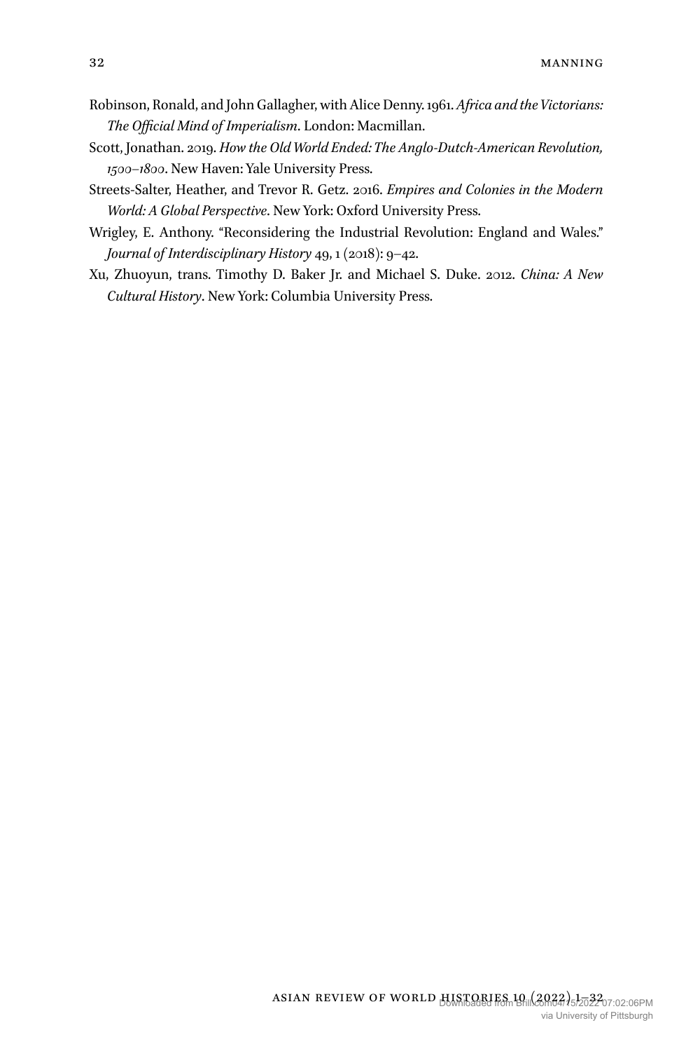Robinson, Ronald, and John Gallagher, with Alice Denny. 1961. *Africa and the Victorians: The Official Mind of Imperialism*. London: Macmillan.

Scott, Jonathan. 2019. *How the Old World Ended: The Anglo-Dutch-American Revolution, 1500–1800*. New Haven: Yale University Press.

Streets-Salter, Heather, and Trevor R. Getz. 2016. *Empires and Colonies in the Modern World: A Global Perspective*. New York: Oxford University Press.

Wrigley, E. Anthony. "Reconsidering the Industrial Revolution: England and Wales." *Journal of Interdisciplinary History* 49, 1 (2018): 9–42.

Xu, Zhuoyun, trans. Timothy D. Baker Jr. and Michael S. Duke. 2012. *China: A New Cultural History*. New York: Columbia University Press.